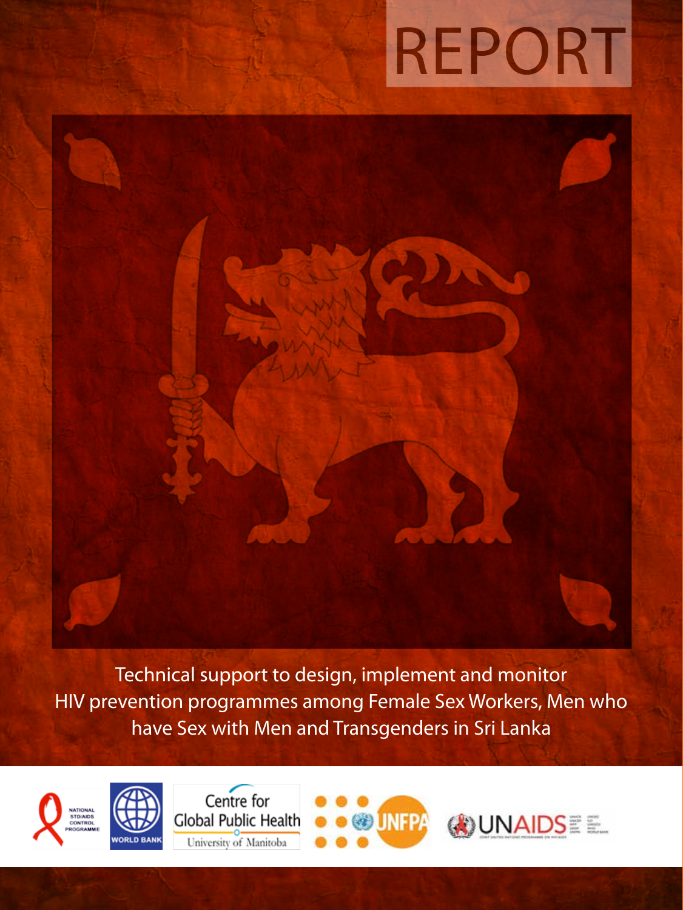# REPORT

Technical support to design, implement and monitor HIV prevention programmes among Female Sex Workers, Men who have Sex with Men and Transgenders in Sri Lanka

NATIONAL STD/AIDS CONTROL PROGRAMME

WORLD BANK

Centre for Global Public Health
University of Manitoba

UNFPA

UNAIDS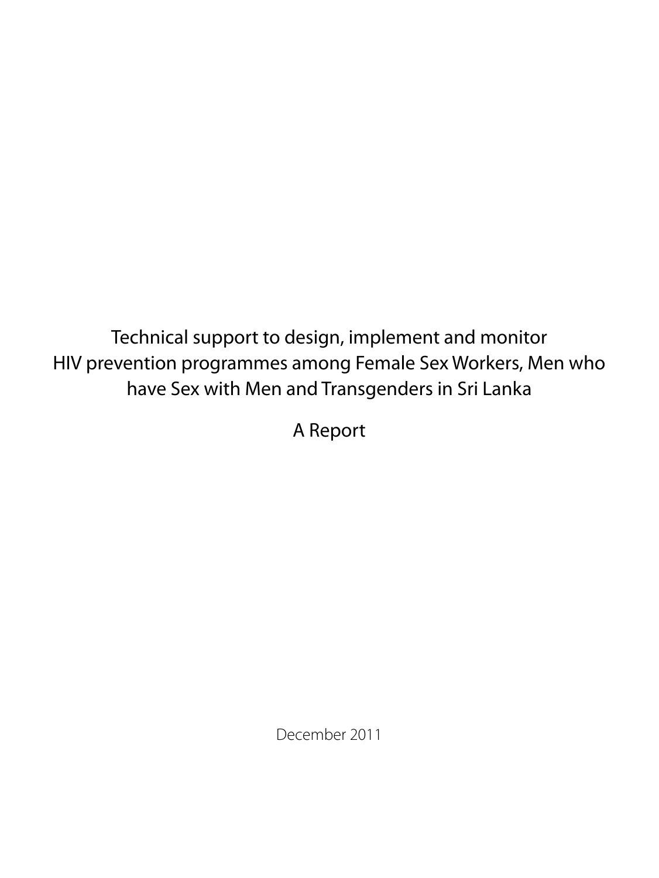# Technical support to design, implement and monitor HIV prevention programmes among Female Sex Workers, Men who have Sex with Men and Transgenders in Sri Lanka

A Report

December 2011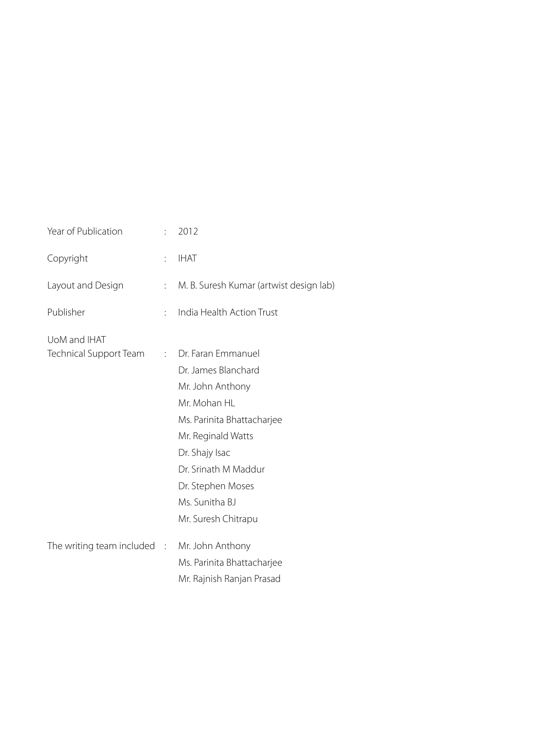Year of Publication : 2012

Copyright : IHAT

Layout and Design : M. B. Suresh Kumar (artwist design lab)

Publisher : India Health Action Trust

UoM and IHAT Technical Support Team :

- Dr. Faran Emmanuel
- Dr. James Blanchard
- Mr. John Anthony
- Mr. Mohan HL
- Ms. Parinita Bhattacharjee
- Mr. Reginald Watts
- Dr. Shajy Isac
- Dr. Srinath M Maddur
- Dr. Stephen Moses
- Ms. Sunitha BJ
- Mr. Suresh Chitrapu

The writing team included :

- Mr. John Anthony
- Ms. Parinita Bhattacharjee
- Mr. Rajnish Ranjan Prasad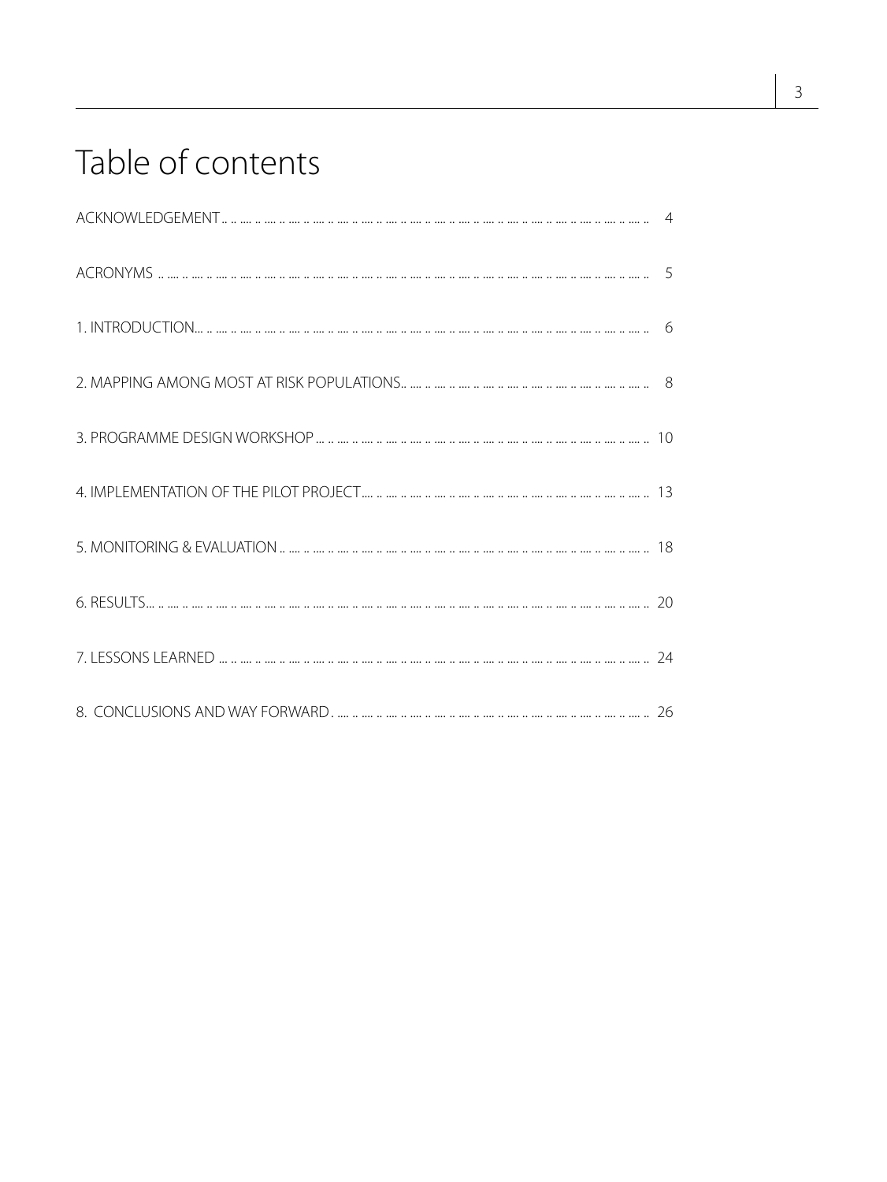# Table of contents

ACKNOWLEDGEMENT ... 4

ACRONYMS ... 5

1. INTRODUCTION ... 6

2. MAPPING AMONG MOST AT RISK POPULATIONS ... 8

3. PROGRAMME DESIGN WORKSHOP ... 10

4. IMPLEMENTATION OF THE PILOT PROJECT ... 13

5. MONITORING & EVALUATION ... 18

6. RESULTS ... 20

7. LESSONS LEARNED ... 24

8. CONCLUSIONS AND WAY FORWARD ... 26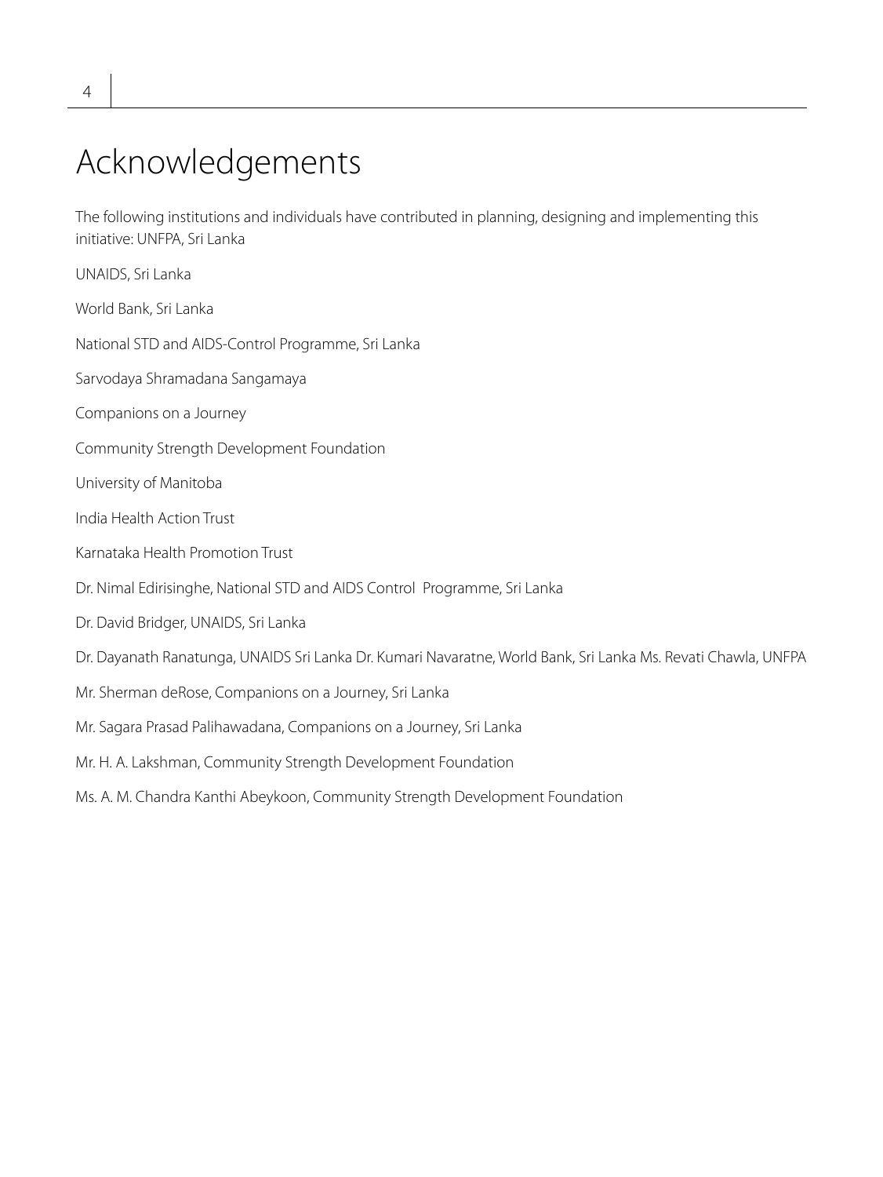# Acknowledgements

The following institutions and individuals have contributed in planning, designing and implementing this initiative: UNFPA, Sri Lanka

UNAIDS, Sri Lanka

World Bank, Sri Lanka

National STD and AIDS-Control Programme, Sri Lanka

Sarvodaya Shramadana Sangamaya

Companions on a Journey

Community Strength Development Foundation

University of Manitoba

India Health Action Trust

Karnataka Health Promotion Trust

Dr. Nimal Edirisinghe, National STD and AIDS Control Programme, Sri Lanka

Dr. David Bridger, UNAIDS, Sri Lanka

Dr. Dayanath Ranatunga, UNAIDS Sri Lanka Dr. Kumari Navaratne, World Bank, Sri Lanka Ms. Revati Chawla, UNFPA

Mr. Sherman deRose, Companions on a Journey, Sri Lanka

Mr. Sagara Prasad Palihawadana, Companions on a Journey, Sri Lanka

Mr. H. A. Lakshman, Community Strength Development Foundation

Ms. A. M. Chandra Kanthi Abeykoon, Community Strength Development Foundation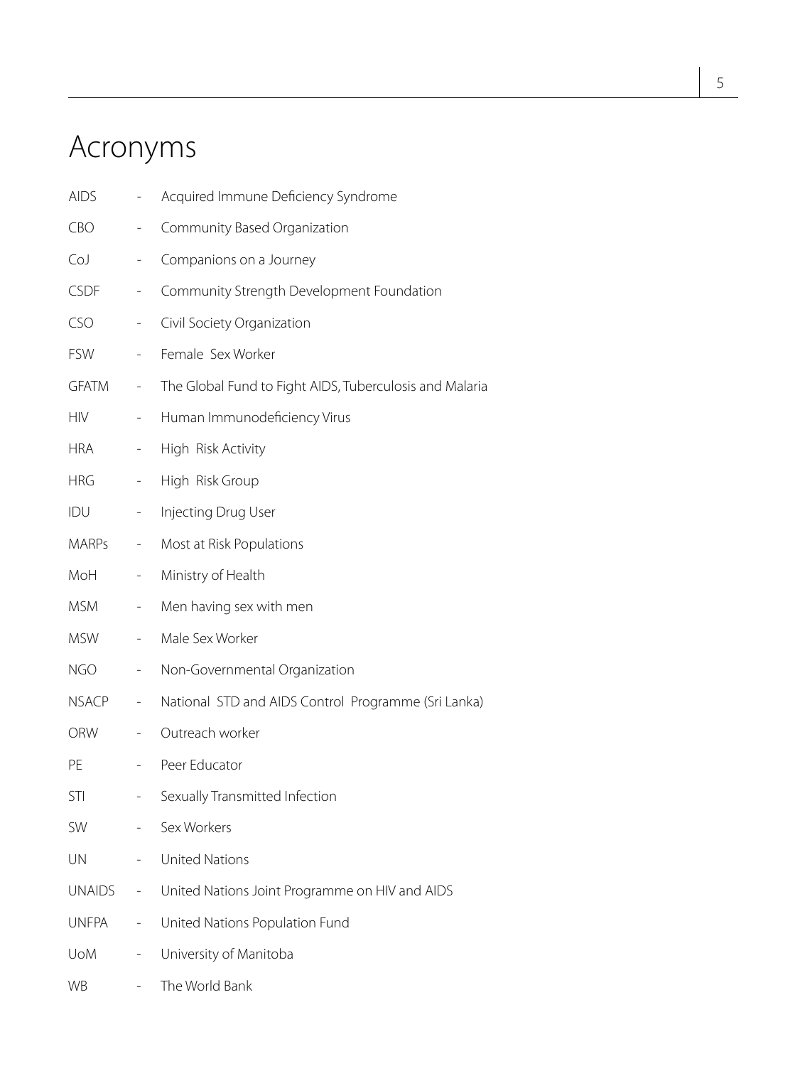# Acronyms

AIDS - Acquired Immune Deficiency Syndrome

CBO - Community Based Organization

CoJ - Companions on a Journey

CSDF - Community Strength Development Foundation

CSO - Civil Society Organization

FSW - Female Sex Worker

GFATM - The Global Fund to Fight AIDS, Tuberculosis and Malaria

HIV - Human Immunodeficiency Virus

HRA - High Risk Activity

HRG - High Risk Group

IDU - Injecting Drug User

MARPs - Most at Risk Populations

MoH - Ministry of Health

MSM - Men having sex with men

MSW - Male Sex Worker

NGO - Non-Governmental Organization

NSACP - National STD and AIDS Control Programme (Sri Lanka)

ORW - Outreach worker

PE - Peer Educator

STI - Sexually Transmitted Infection

SW - Sex Workers

UN - United Nations

UNAIDS - United Nations Joint Programme on HIV and AIDS

UNFPA - United Nations Population Fund

UoM - University of Manitoba

WB - The World Bank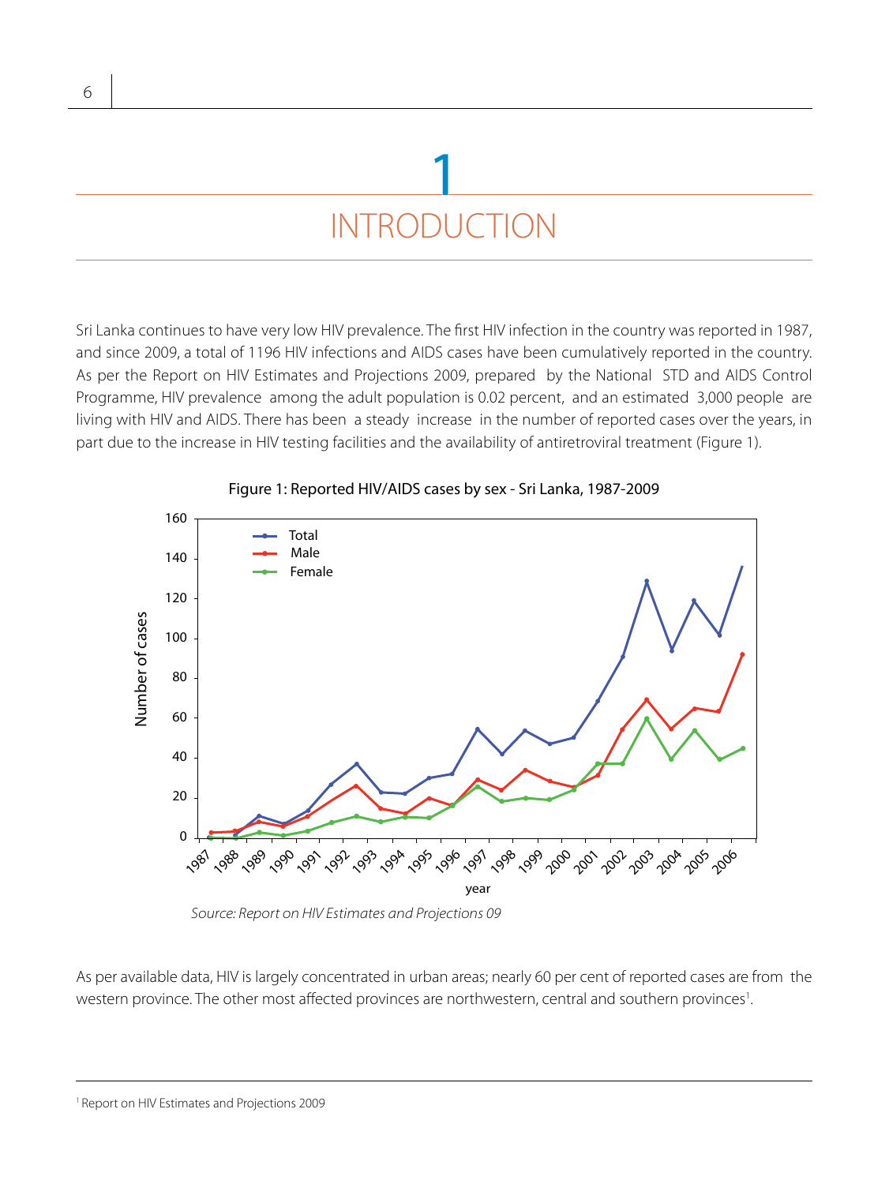# 1
# INTRODUCTION

Sri Lanka continues to have very low HIV prevalence. The first HIV infection in the country was reported in 1987, and since 2009, a total of 1196 HIV infections and AIDS cases have been cumulatively reported in the country. As per the Report on HIV Estimates and Projections 2009, prepared by the National STD and AIDS Control Programme, HIV prevalence among the adult population is 0.02 percent, and an estimated 3,000 people are living with HIV and AIDS. There has been a steady increase in the number of reported cases over the years, in part due to the increase in HIV testing facilities and the availability of antiretroviral treatment (Figure 1).

Figure 1: Reported HIV/AIDS cases by sex - Sri Lanka, 1987-2009

*Source: Report on HIV Estimates and Projections 09*

As per available data, HIV is largely concentrated in urban areas; nearly 60 per cent of reported cases are from the western province. The other most affected provinces are northwestern, central and southern provinces[1].

[1] Report on HIV Estimates and Projections 2009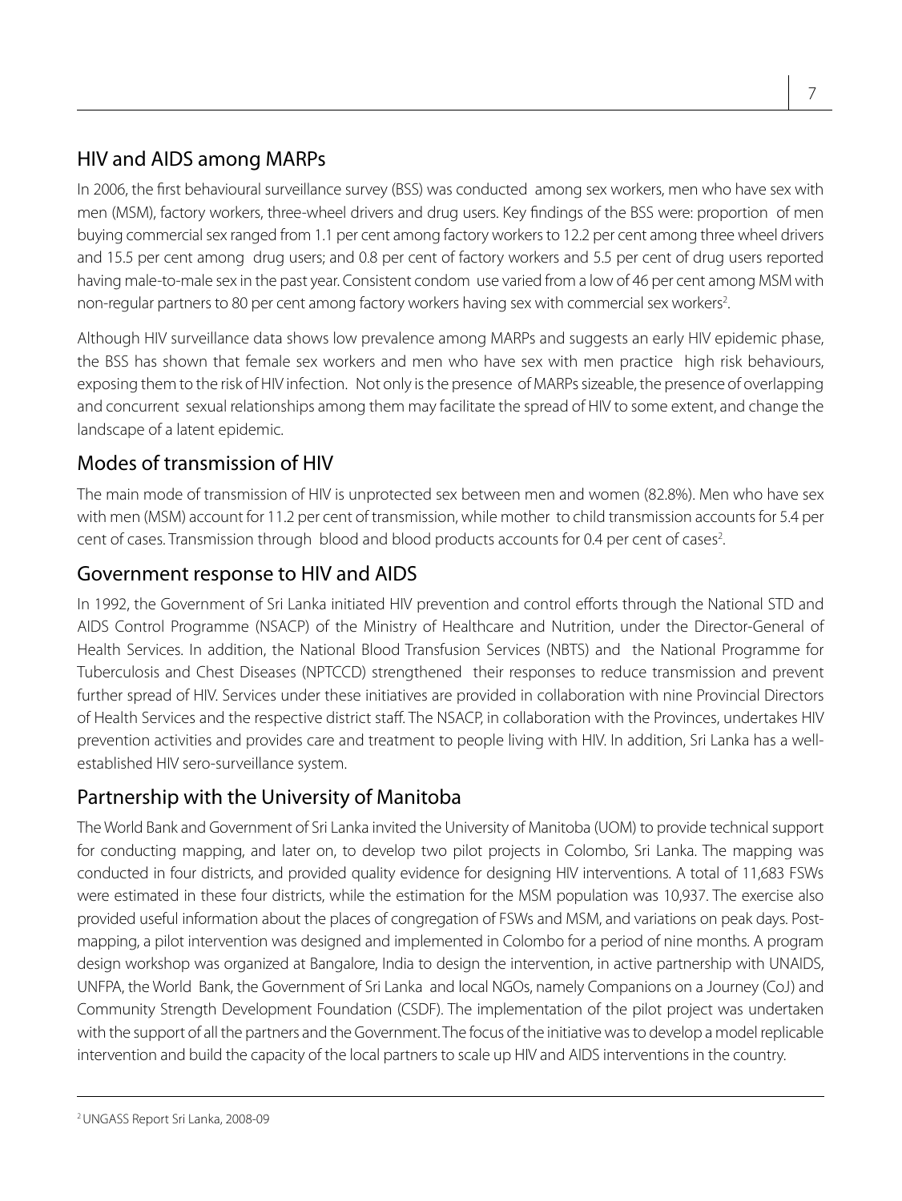## HIV and AIDS among MARPs

In 2006, the first behavioural surveillance survey (BSS) was conducted among sex workers, men who have sex with men (MSM), factory workers, three-wheel drivers and drug users. Key findings of the BSS were: proportion of men buying commercial sex ranged from 1.1 per cent among factory workers to 12.2 per cent among three wheel drivers and 15.5 per cent among drug users; and 0.8 per cent of factory workers and 5.5 per cent of drug users reported having male-to-male sex in the past year. Consistent condom use varied from a low of 46 per cent among MSM with non-regular partners to 80 per cent among factory workers having sex with commercial sex workers[2].

Although HIV surveillance data shows low prevalence among MARPs and suggests an early HIV epidemic phase, the BSS has shown that female sex workers and men who have sex with men practice high risk behaviours, exposing them to the risk of HIV infection. Not only is the presence of MARPs sizeable, the presence of overlapping and concurrent sexual relationships among them may facilitate the spread of HIV to some extent, and change the landscape of a latent epidemic.

## Modes of transmission of HIV

The main mode of transmission of HIV is unprotected sex between men and women (82.8%). Men who have sex with men (MSM) account for 11.2 per cent of transmission, while mother to child transmission accounts for 5.4 per cent of cases. Transmission through blood and blood products accounts for 0.4 per cent of cases[2].

## Government response to HIV and AIDS

In 1992, the Government of Sri Lanka initiated HIV prevention and control efforts through the National STD and AIDS Control Programme (NSACP) of the Ministry of Healthcare and Nutrition, under the Director-General of Health Services. In addition, the National Blood Transfusion Services (NBTS) and the National Programme for Tuberculosis and Chest Diseases (NPTCCD) strengthened their responses to reduce transmission and prevent further spread of HIV. Services under these initiatives are provided in collaboration with nine Provincial Directors of Health Services and the respective district staff. The NSACP, in collaboration with the Provinces, undertakes HIV prevention activities and provides care and treatment to people living with HIV. In addition, Sri Lanka has a well-established HIV sero-surveillance system.

## Partnership with the University of Manitoba

The World Bank and Government of Sri Lanka invited the University of Manitoba (UOM) to provide technical support for conducting mapping, and later on, to develop two pilot projects in Colombo, Sri Lanka. The mapping was conducted in four districts, and provided quality evidence for designing HIV interventions. A total of 11,683 FSWs were estimated in these four districts, while the estimation for the MSM population was 10,937. The exercise also provided useful information about the places of congregation of FSWs and MSM, and variations on peak days. Post-mapping, a pilot intervention was designed and implemented in Colombo for a period of nine months. A program design workshop was organized at Bangalore, India to design the intervention, in active partnership with UNAIDS, UNFPA, the World Bank, the Government of Sri Lanka and local NGOs, namely Companions on a Journey (CoJ) and Community Strength Development Foundation (CSDF). The implementation of the pilot project was undertaken with the support of all the partners and the Government. The focus of the initiative was to develop a model replicable intervention and build the capacity of the local partners to scale up HIV and AIDS interventions in the country.

---

[2] UNGASS Report Sri Lanka, 2008-09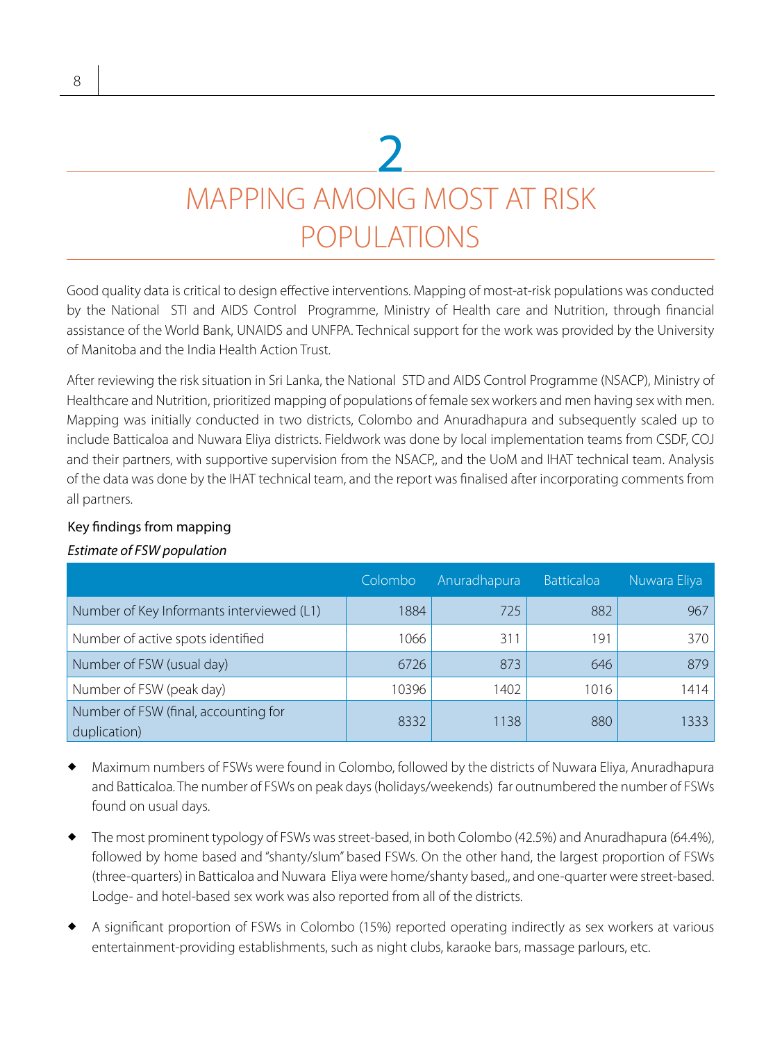# 2

# MAPPING AMONG MOST AT RISK POPULATIONS

Good quality data is critical to design effective interventions. Mapping of most-at-risk populations was conducted by the National STI and AIDS Control Programme, Ministry of Health care and Nutrition, through financial assistance of the World Bank, UNAIDS and UNFPA. Technical support for the work was provided by the University of Manitoba and the India Health Action Trust.

After reviewing the risk situation in Sri Lanka, the National STD and AIDS Control Programme (NSACP), Ministry of Healthcare and Nutrition, prioritized mapping of populations of female sex workers and men having sex with men. Mapping was initially conducted in two districts, Colombo and Anuradhapura and subsequently scaled up to include Batticaloa and Nuwara Eliya districts. Fieldwork was done by local implementation teams from CSDF, COJ and their partners, with supportive supervision from the NSACP,, and the UoM and IHAT technical team. Analysis of the data was done by the IHAT technical team, and the report was finalised after incorporating comments from all partners.

### Key findings from mapping

*Estimate of FSW population*

| | Colombo | Anuradhapura | Batticaloa | Nuwara Eliya |
|---|---|---|---|---|
| Number of Key Informants interviewed (L1) | 1884 | 725 | 882 | 967 |
| Number of active spots identified | 1066 | 311 | 191 | 370 |
| Number of FSW (usual day) | 6726 | 873 | 646 | 879 |
| Number of FSW (peak day) | 10396 | 1402 | 1016 | 1414 |
| Number of FSW (final, accounting for duplication) | 8332 | 1138 | 880 | 1333 |

- Maximum numbers of FSWs were found in Colombo, followed by the districts of Nuwara Eliya, Anuradhapura and Batticaloa. The number of FSWs on peak days (holidays/weekends) far outnumbered the number of FSWs found on usual days.
- The most prominent typology of FSWs was street-based, in both Colombo (42.5%) and Anuradhapura (64.4%), followed by home based and "shanty/slum" based FSWs. On the other hand, the largest proportion of FSWs (three-quarters) in Batticaloa and Nuwara Eliya were home/shanty based,, and one-quarter were street-based. Lodge- and hotel-based sex work was also reported from all of the districts.
- A significant proportion of FSWs in Colombo (15%) reported operating indirectly as sex workers at various entertainment-providing establishments, such as night clubs, karaoke bars, massage parlours, etc.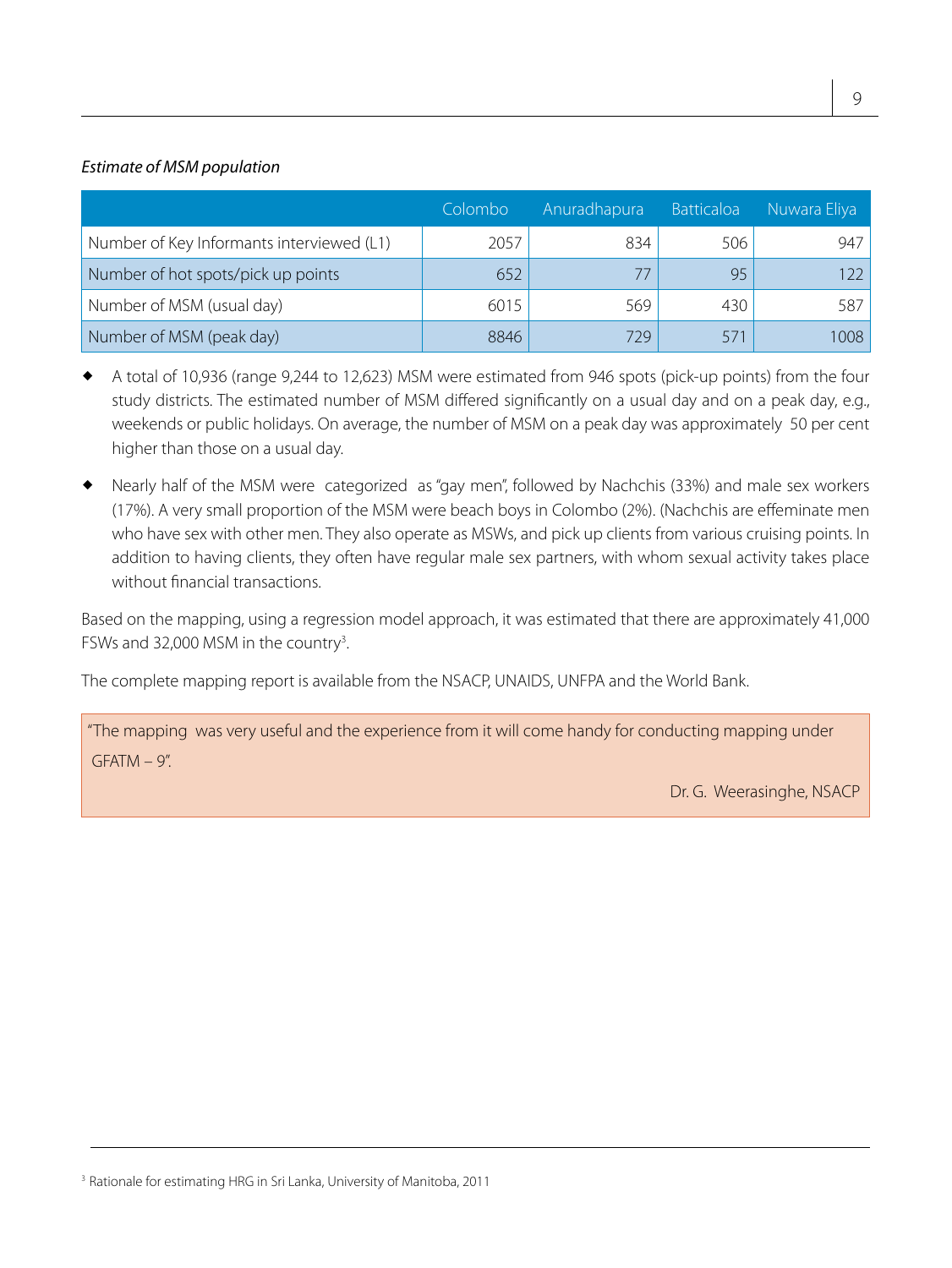*Estimate of MSM population*

| | Colombo | Anuradhapura | Batticaloa | Nuwara Eliya |
|---|---|---|---|---|
| Number of Key Informants interviewed (L1) | 2057 | 834 | 506 | 947 |
| Number of hot spots/pick up points | 652 | 77 | 95 | 122 |
| Number of MSM (usual day) | 6015 | 569 | 430 | 587 |
| Number of MSM (peak day) | 8846 | 729 | 571 | 1008 |

- A total of 10,936 (range 9,244 to 12,623) MSM were estimated from 946 spots (pick-up points) from the four study districts. The estimated number of MSM differed significantly on a usual day and on a peak day, e.g., weekends or public holidays. On average, the number of MSM on a peak day was approximately 50 per cent higher than those on a usual day.
- Nearly half of the MSM were categorized as "gay men", followed by Nachchis (33%) and male sex workers (17%). A very small proportion of the MSM were beach boys in Colombo (2%). (Nachchis are effeminate men who have sex with other men. They also operate as MSWs, and pick up clients from various cruising points. In addition to having clients, they often have regular male sex partners, with whom sexual activity takes place without financial transactions.

Based on the mapping, using a regression model approach, it was estimated that there are approximately 41,000 FSWs and 32,000 MSM in the country[3].

The complete mapping report is available from the NSACP, UNAIDS, UNFPA and the World Bank.

> "The mapping was very useful and the experience from it will come handy for conducting mapping under GFATM – 9".
>
> Dr. G. Weerasinghe, NSACP

[3] Rationale for estimating HRG in Sri Lanka, University of Manitoba, 2011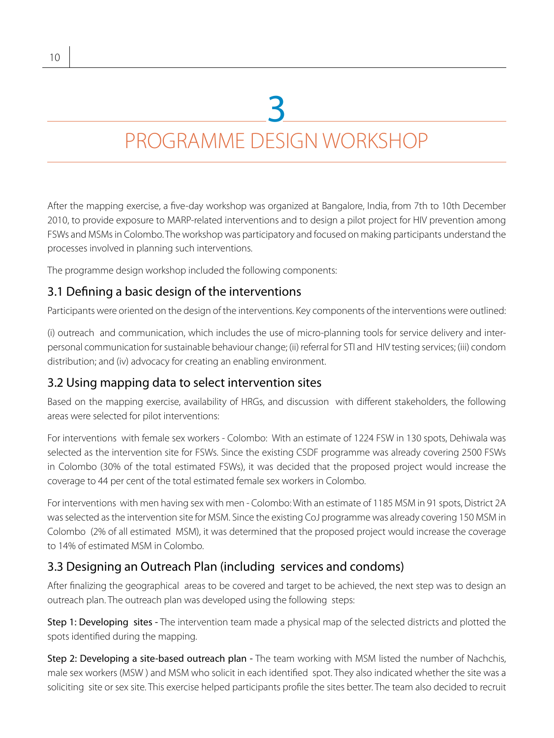# 3

# PROGRAMME DESIGN WORKSHOP

After the mapping exercise, a five-day workshop was organized at Bangalore, India, from 7th to 10th December 2010, to provide exposure to MARP-related interventions and to design a pilot project for HIV prevention among FSWs and MSMs in Colombo. The workshop was participatory and focused on making participants understand the processes involved in planning such interventions.

The programme design workshop included the following components:

## 3.1 Defining a basic design of the interventions

Participants were oriented on the design of the interventions. Key components of the interventions were outlined:

(i) outreach and communication, which includes the use of micro-planning tools for service delivery and inter-personal communication for sustainable behaviour change; (ii) referral for STI and HIV testing services; (iii) condom distribution; and (iv) advocacy for creating an enabling environment.

## 3.2 Using mapping data to select intervention sites

Based on the mapping exercise, availability of HRGs, and discussion with different stakeholders, the following areas were selected for pilot interventions:

For interventions with female sex workers - Colombo: With an estimate of 1224 FSW in 130 spots, Dehiwala was selected as the intervention site for FSWs. Since the existing CSDF programme was already covering 2500 FSWs in Colombo (30% of the total estimated FSWs), it was decided that the proposed project would increase the coverage to 44 per cent of the total estimated female sex workers in Colombo.

For interventions with men having sex with men - Colombo: With an estimate of 1185 MSM in 91 spots, District 2A was selected as the intervention site for MSM. Since the existing CoJ programme was already covering 150 MSM in Colombo (2% of all estimated MSM), it was determined that the proposed project would increase the coverage to 14% of estimated MSM in Colombo.

## 3.3 Designing an Outreach Plan (including services and condoms)

After finalizing the geographical areas to be covered and target to be achieved, the next step was to design an outreach plan. The outreach plan was developed using the following steps:

**Step 1: Developing sites -** The intervention team made a physical map of the selected districts and plotted the spots identified during the mapping.

**Step 2: Developing a site-based outreach plan -** The team working with MSM listed the number of Nachchis, male sex workers (MSW ) and MSM who solicit in each identified spot. They also indicated whether the site was a soliciting site or sex site. This exercise helped participants profile the sites better. The team also decided to recruit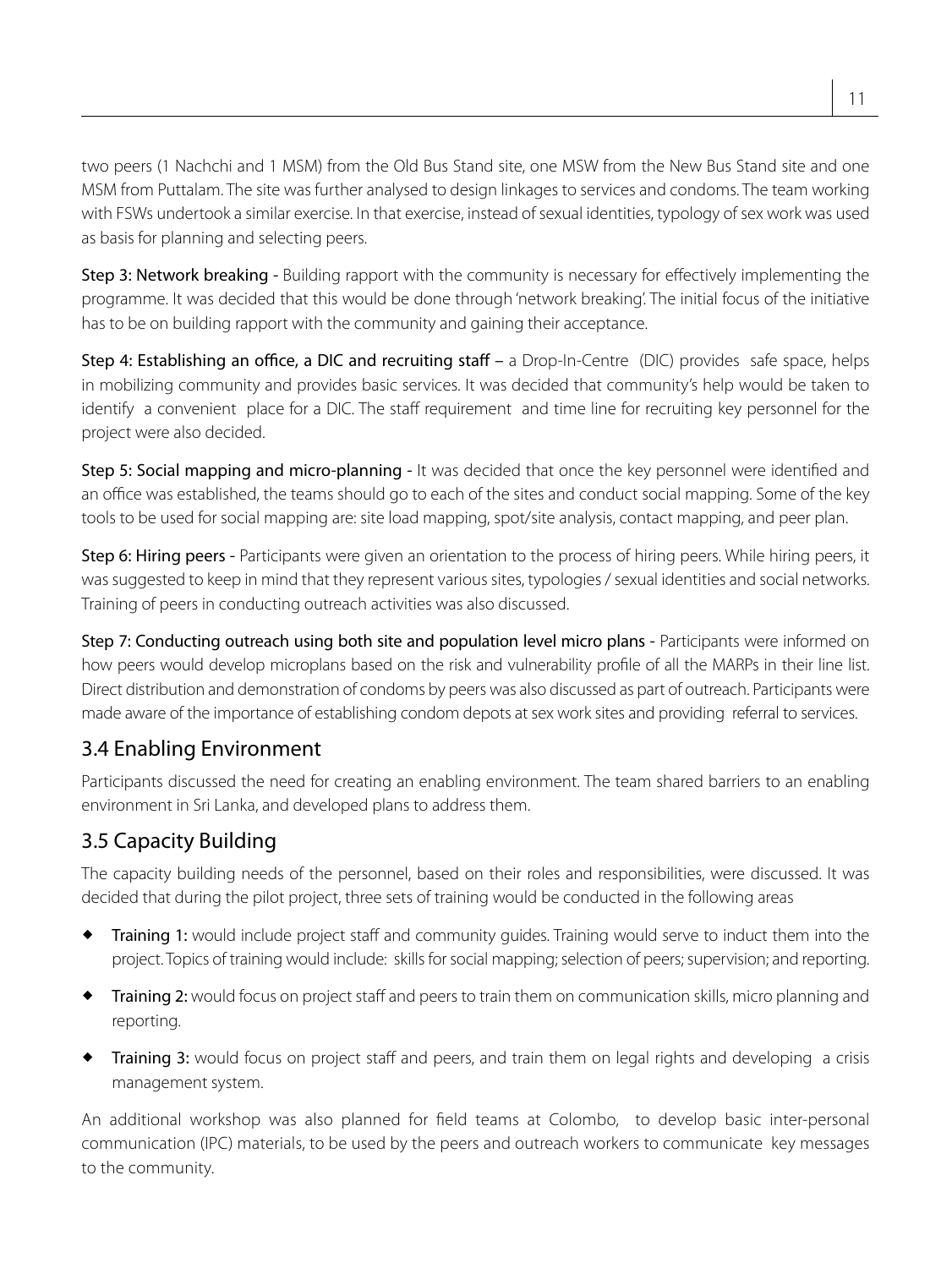two peers (1 Nachchi and 1 MSM) from the Old Bus Stand site, one MSW from the New Bus Stand site and one MSM from Puttalam. The site was further analysed to design linkages to services and condoms. The team working with FSWs undertook a similar exercise. In that exercise, instead of sexual identities, typology of sex work was used as basis for planning and selecting peers.

**Step 3: Network breaking** - Building rapport with the community is necessary for effectively implementing the programme. It was decided that this would be done through 'network breaking'. The initial focus of the initiative has to be on building rapport with the community and gaining their acceptance.

**Step 4: Establishing an office, a DIC and recruiting staff** – a Drop-In-Centre (DIC) provides safe space, helps in mobilizing community and provides basic services. It was decided that community's help would be taken to identify a convenient place for a DIC. The staff requirement and time line for recruiting key personnel for the project were also decided.

**Step 5: Social mapping and micro-planning** - It was decided that once the key personnel were identified and an office was established, the teams should go to each of the sites and conduct social mapping. Some of the key tools to be used for social mapping are: site load mapping, spot/site analysis, contact mapping, and peer plan.

**Step 6: Hiring peers** - Participants were given an orientation to the process of hiring peers. While hiring peers, it was suggested to keep in mind that they represent various sites, typologies / sexual identities and social networks. Training of peers in conducting outreach activities was also discussed.

**Step 7: Conducting outreach using both site and population level micro plans** - Participants were informed on how peers would develop microplans based on the risk and vulnerability profile of all the MARPs in their line list. Direct distribution and demonstration of condoms by peers was also discussed as part of outreach. Participants were made aware of the importance of establishing condom depots at sex work sites and providing referral to services.

## 3.4 Enabling Environment

Participants discussed the need for creating an enabling environment. The team shared barriers to an enabling environment in Sri Lanka, and developed plans to address them.

## 3.5 Capacity Building

The capacity building needs of the personnel, based on their roles and responsibilities, were discussed. It was decided that during the pilot project, three sets of training would be conducted in the following areas

- **Training 1:** would include project staff and community guides. Training would serve to induct them into the project. Topics of training would include: skills for social mapping; selection of peers; supervision; and reporting.
- **Training 2:** would focus on project staff and peers to train them on communication skills, micro planning and reporting.
- **Training 3:** would focus on project staff and peers, and train them on legal rights and developing a crisis management system.

An additional workshop was also planned for field teams at Colombo, to develop basic inter-personal communication (IPC) materials, to be used by the peers and outreach workers to communicate key messages to the community.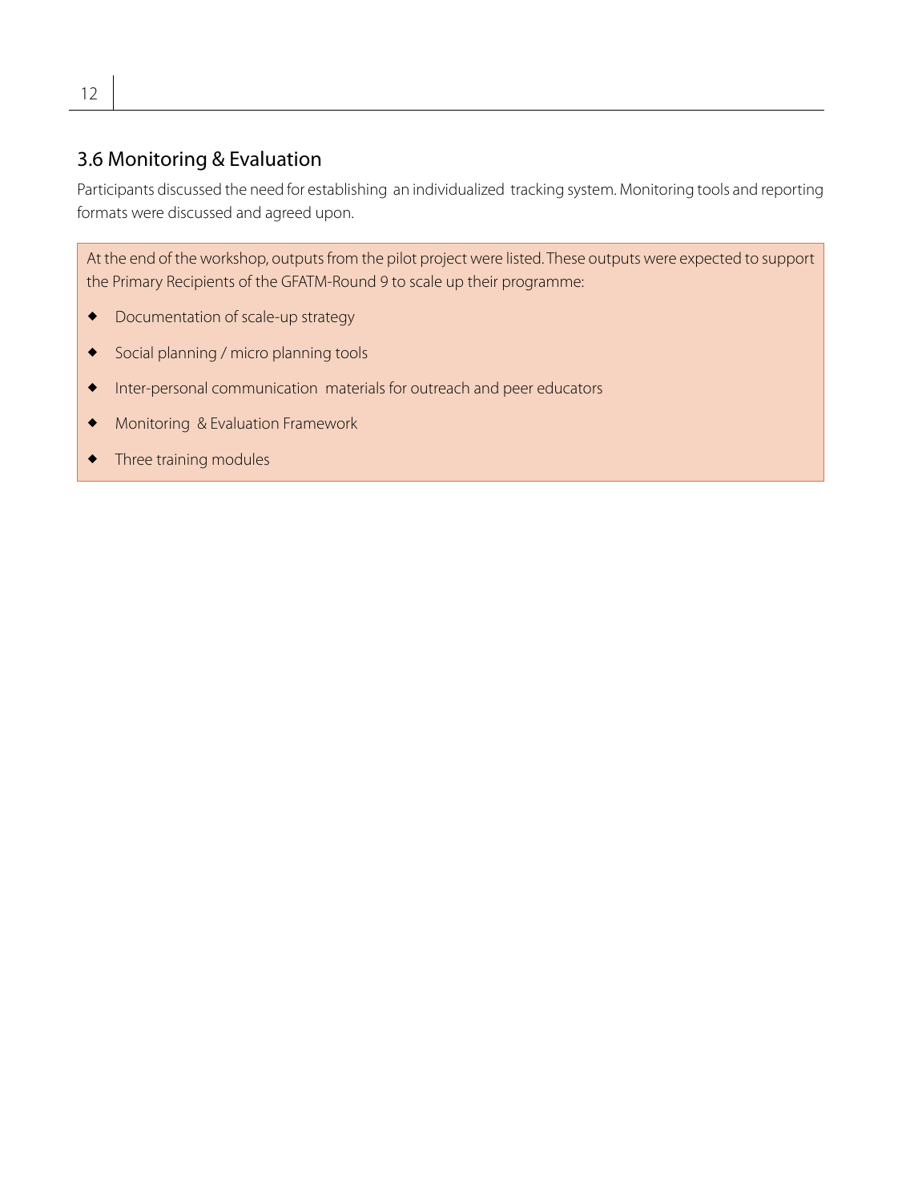## 3.6 Monitoring & Evaluation

Participants discussed the need for establishing an individualized tracking system. Monitoring tools and reporting formats were discussed and agreed upon.

At the end of the workshop, outputs from the pilot project were listed. These outputs were expected to support the Primary Recipients of the GFATM-Round 9 to scale up their programme:

- Documentation of scale-up strategy
- Social planning / micro planning tools
- Inter-personal communication materials for outreach and peer educators
- Monitoring & Evaluation Framework
- Three training modules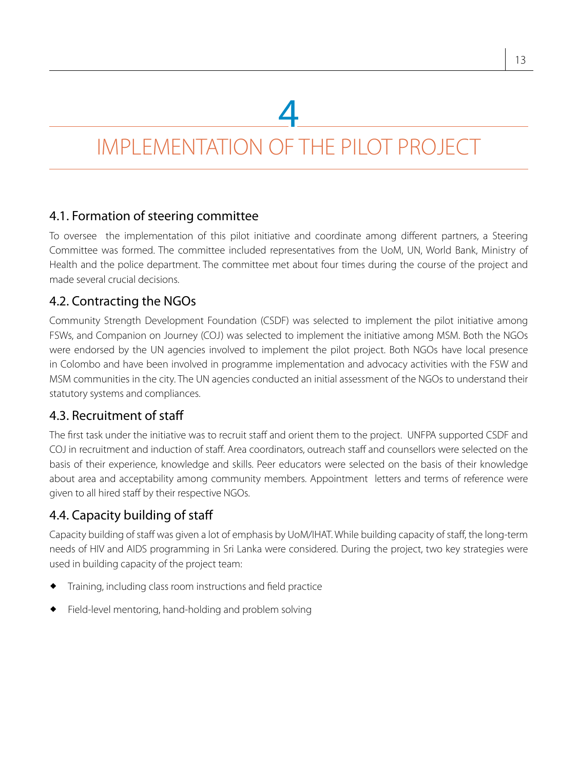# 4

# IMPLEMENTATION OF THE PILOT PROJECT

## 4.1. Formation of steering committee

To oversee the implementation of this pilot initiative and coordinate among different partners, a Steering Committee was formed. The committee included representatives from the UoM, UN, World Bank, Ministry of Health and the police department. The committee met about four times during the course of the project and made several crucial decisions.

## 4.2. Contracting the NGOs

Community Strength Development Foundation (CSDF) was selected to implement the pilot initiative among FSWs, and Companion on Journey (COJ) was selected to implement the initiative among MSM. Both the NGOs were endorsed by the UN agencies involved to implement the pilot project. Both NGOs have local presence in Colombo and have been involved in programme implementation and advocacy activities with the FSW and MSM communities in the city. The UN agencies conducted an initial assessment of the NGOs to understand their statutory systems and compliances.

## 4.3. Recruitment of staff

The first task under the initiative was to recruit staff and orient them to the project. UNFPA supported CSDF and COJ in recruitment and induction of staff. Area coordinators, outreach staff and counsellors were selected on the basis of their experience, knowledge and skills. Peer educators were selected on the basis of their knowledge about area and acceptability among community members. Appointment letters and terms of reference were given to all hired staff by their respective NGOs.

## 4.4. Capacity building of staff

Capacity building of staff was given a lot of emphasis by UoM/IHAT. While building capacity of staff, the long-term needs of HIV and AIDS programming in Sri Lanka were considered. During the project, two key strategies were used in building capacity of the project team:

- Training, including class room instructions and field practice
- Field-level mentoring, hand-holding and problem solving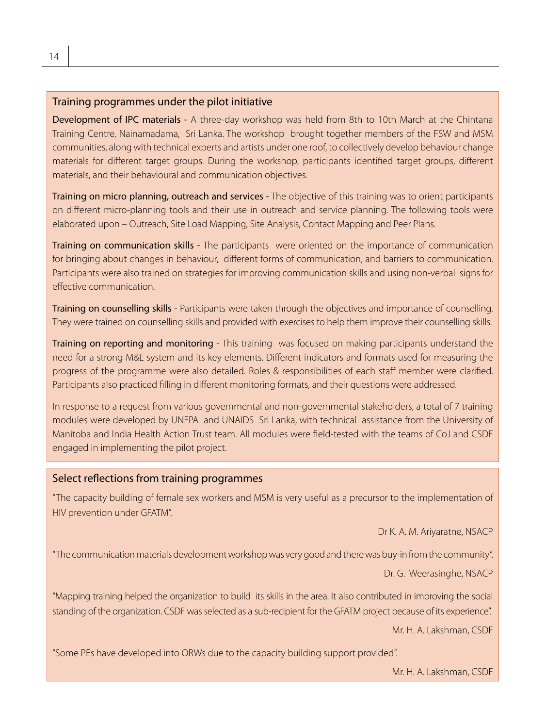## Training programmes under the pilot initiative

**Development of IPC materials** - A three-day workshop was held from 8th to 10th March at the Chintana Training Centre, Nainamadama, Sri Lanka. The workshop brought together members of the FSW and MSM communities, along with technical experts and artists under one roof, to collectively develop behaviour change materials for different target groups. During the workshop, participants identified target groups, different materials, and their behavioural and communication objectives.

**Training on micro planning, outreach and services** - The objective of this training was to orient participants on different micro-planning tools and their use in outreach and service planning. The following tools were elaborated upon – Outreach, Site Load Mapping, Site Analysis, Contact Mapping and Peer Plans.

**Training on communication skills** - The participants were oriented on the importance of communication for bringing about changes in behaviour, different forms of communication, and barriers to communication. Participants were also trained on strategies for improving communication skills and using non-verbal signs for effective communication.

**Training on counselling skills** - Participants were taken through the objectives and importance of counselling. They were trained on counselling skills and provided with exercises to help them improve their counselling skills.

**Training on reporting and monitoring** - This training was focused on making participants understand the need for a strong M&E system and its key elements. Different indicators and formats used for measuring the progress of the programme were also detailed. Roles & responsibilities of each staff member were clarified. Participants also practiced filling in different monitoring formats, and their questions were addressed.

In response to a request from various governmental and non-governmental stakeholders, a total of 7 training modules were developed by UNFPA and UNAIDS Sri Lanka, with technical assistance from the University of Manitoba and India Health Action Trust team. All modules were field-tested with the teams of CoJ and CSDF engaged in implementing the pilot project.

## Select reflections from training programmes

"The capacity building of female sex workers and MSM is very useful as a precursor to the implementation of HIV prevention under GFATM".

Dr K. A. M. Ariyaratne, NSACP

"The communication materials development workshop was very good and there was buy-in from the community".

Dr. G. Weerasinghe, NSACP

"Mapping training helped the organization to build its skills in the area. It also contributed in improving the social standing of the organization. CSDF was selected as a sub-recipient for the GFATM project because of its experience".

Mr. H. A. Lakshman, CSDF

"Some PEs have developed into ORWs due to the capacity building support provided".

Mr. H. A. Lakshman, CSDF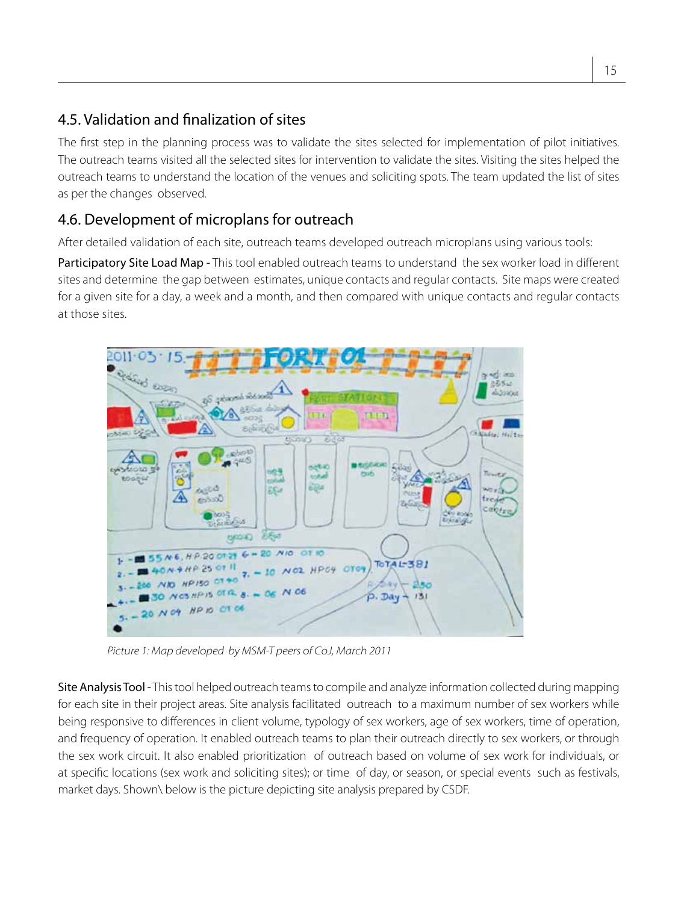## 4.5. Validation and finalization of sites

The first step in the planning process was to validate the sites selected for implementation of pilot initiatives. The outreach teams visited all the selected sites for intervention to validate the sites. Visiting the sites helped the outreach teams to understand the location of the venues and soliciting spots. The team updated the list of sites as per the changes observed.

## 4.6. Development of microplans for outreach

After detailed validation of each site, outreach teams developed outreach microplans using various tools:

**Participatory Site Load Map** - This tool enabled outreach teams to understand the sex worker load in different sites and determine the gap between estimates, unique contacts and regular contacts. Site maps were created for a given site for a day, a week and a month, and then compared with unique contacts and regular contacts at those sites.

*Picture 1: Map developed by MSM-T peers of CoJ, March 2011*

**Site Analysis Tool** - This tool helped outreach teams to compile and analyze information collected during mapping for each site in their project areas. Site analysis facilitated outreach to a maximum number of sex workers while being responsive to differences in client volume, typology of sex workers, age of sex workers, time of operation, and frequency of operation. It enabled outreach teams to plan their outreach directly to sex workers, or through the sex work circuit. It also enabled prioritization of outreach based on volume of sex work for individuals, or at specific locations (sex work and soliciting sites); or time of day, or season, or special events such as festivals, market days. Shown\ below is the picture depicting site analysis prepared by CSDF.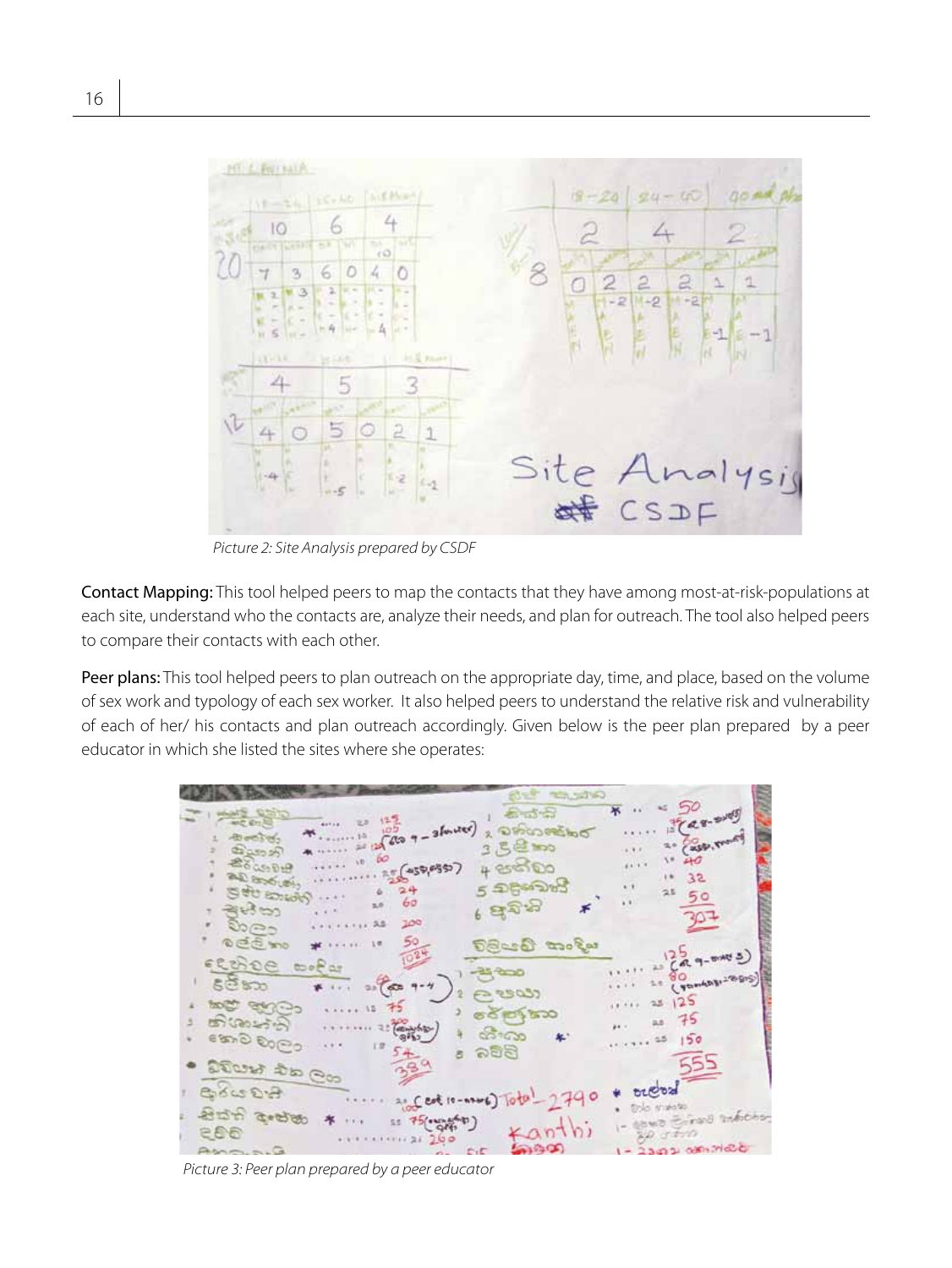*Picture 2: Site Analysis prepared by CSDF*

**Contact Mapping:** This tool helped peers to map the contacts that they have among most-at-risk-populations at each site, understand who the contacts are, analyze their needs, and plan for outreach. The tool also helped peers to compare their contacts with each other.

**Peer plans:** This tool helped peers to plan outreach on the appropriate day, time, and place, based on the volume of sex work and typology of each sex worker. It also helped peers to understand the relative risk and vulnerability of each of her/ his contacts and plan outreach accordingly. Given below is the peer plan prepared by a peer educator in which she listed the sites where she operates:

*Picture 3: Peer plan prepared by a peer educator*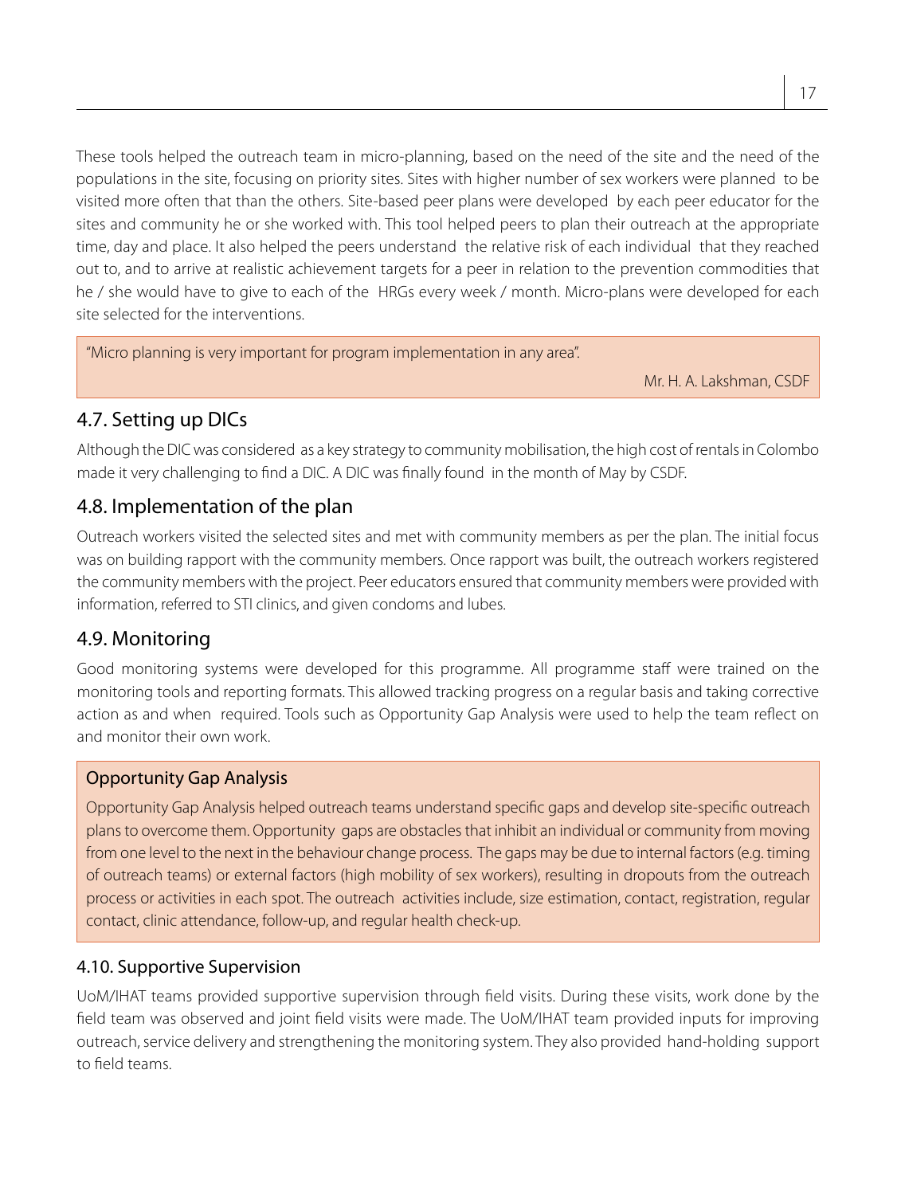These tools helped the outreach team in micro-planning, based on the need of the site and the need of the populations in the site, focusing on priority sites. Sites with higher number of sex workers were planned to be visited more often that than the others. Site-based peer plans were developed by each peer educator for the sites and community he or she worked with. This tool helped peers to plan their outreach at the appropriate time, day and place. It also helped the peers understand the relative risk of each individual that they reached out to, and to arrive at realistic achievement targets for a peer in relation to the prevention commodities that he / she would have to give to each of the HRGs every week / month. Micro-plans were developed for each site selected for the interventions.

> "Micro planning is very important for program implementation in any area".
>
> Mr. H. A. Lakshman, CSDF

## 4.7. Setting up DICs

Although the DIC was considered as a key strategy to community mobilisation, the high cost of rentals in Colombo made it very challenging to find a DIC. A DIC was finally found in the month of May by CSDF.

## 4.8. Implementation of the plan

Outreach workers visited the selected sites and met with community members as per the plan. The initial focus was on building rapport with the community members. Once rapport was built, the outreach workers registered the community members with the project. Peer educators ensured that community members were provided with information, referred to STI clinics, and given condoms and lubes.

## 4.9. Monitoring

Good monitoring systems were developed for this programme. All programme staff were trained on the monitoring tools and reporting formats. This allowed tracking progress on a regular basis and taking corrective action as and when required. Tools such as Opportunity Gap Analysis were used to help the team reflect on and monitor their own work.

> **Opportunity Gap Analysis**
>
> Opportunity Gap Analysis helped outreach teams understand specific gaps and develop site-specific outreach plans to overcome them. Opportunity gaps are obstacles that inhibit an individual or community from moving from one level to the next in the behaviour change process. The gaps may be due to internal factors (e.g. timing of outreach teams) or external factors (high mobility of sex workers), resulting in dropouts from the outreach process or activities in each spot. The outreach activities include, size estimation, contact, registration, regular contact, clinic attendance, follow-up, and regular health check-up.

### 4.10. Supportive Supervision

UoM/IHAT teams provided supportive supervision through field visits. During these visits, work done by the field team was observed and joint field visits were made. The UoM/IHAT team provided inputs for improving outreach, service delivery and strengthening the monitoring system. They also provided hand-holding support to field teams.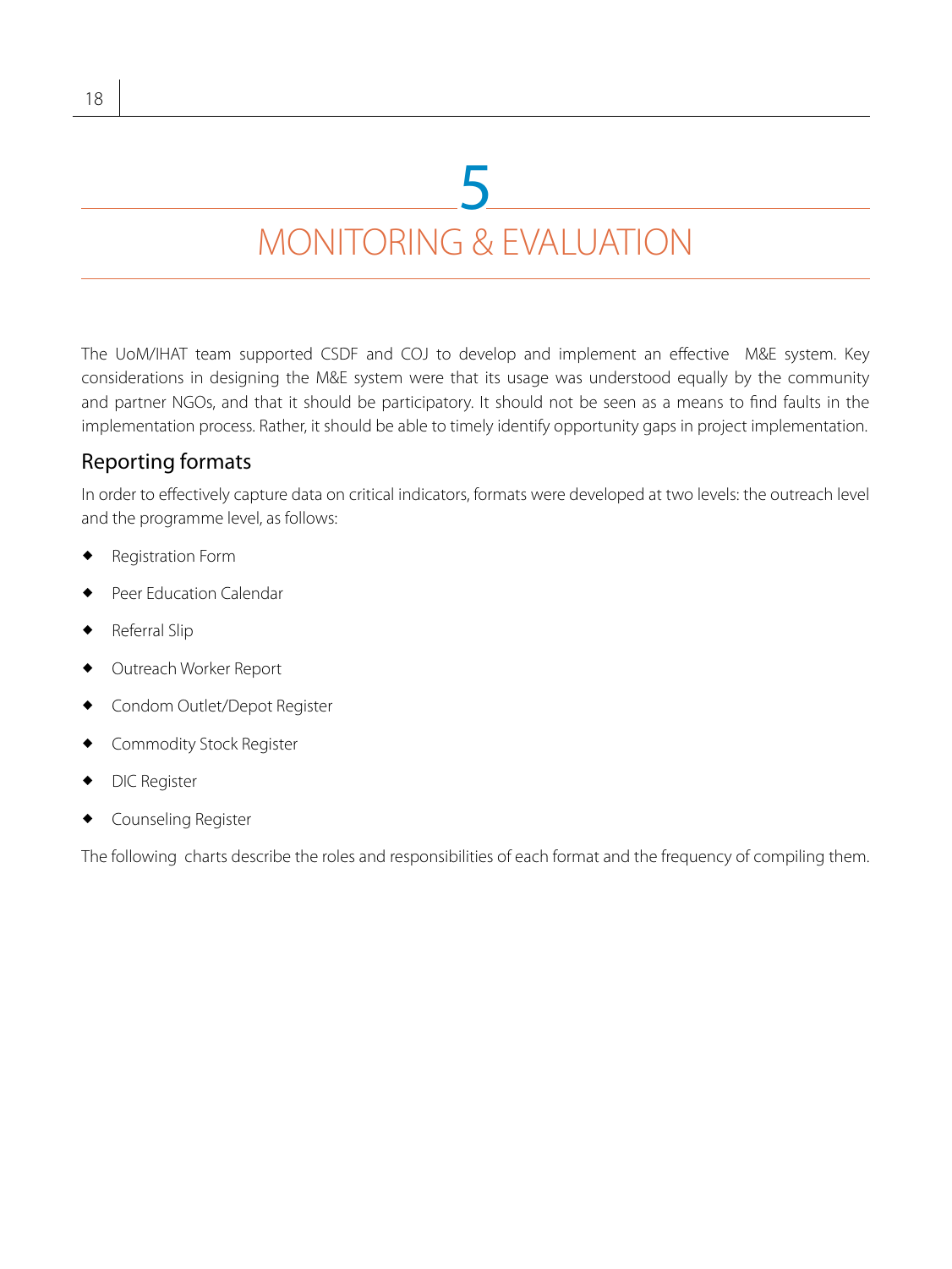# 5

# MONITORING & EVALUATION

The UoM/IHAT team supported CSDF and COJ to develop and implement an effective M&E system. Key considerations in designing the M&E system were that its usage was understood equally by the community and partner NGOs, and that it should be participatory. It should not be seen as a means to find faults in the implementation process. Rather, it should be able to timely identify opportunity gaps in project implementation.

## Reporting formats

In order to effectively capture data on critical indicators, formats were developed at two levels: the outreach level and the programme level, as follows:

- Registration Form
- Peer Education Calendar
- Referral Slip
- Outreach Worker Report
- Condom Outlet/Depot Register
- Commodity Stock Register
- DIC Register
- Counseling Register

The following charts describe the roles and responsibilities of each format and the frequency of compiling them.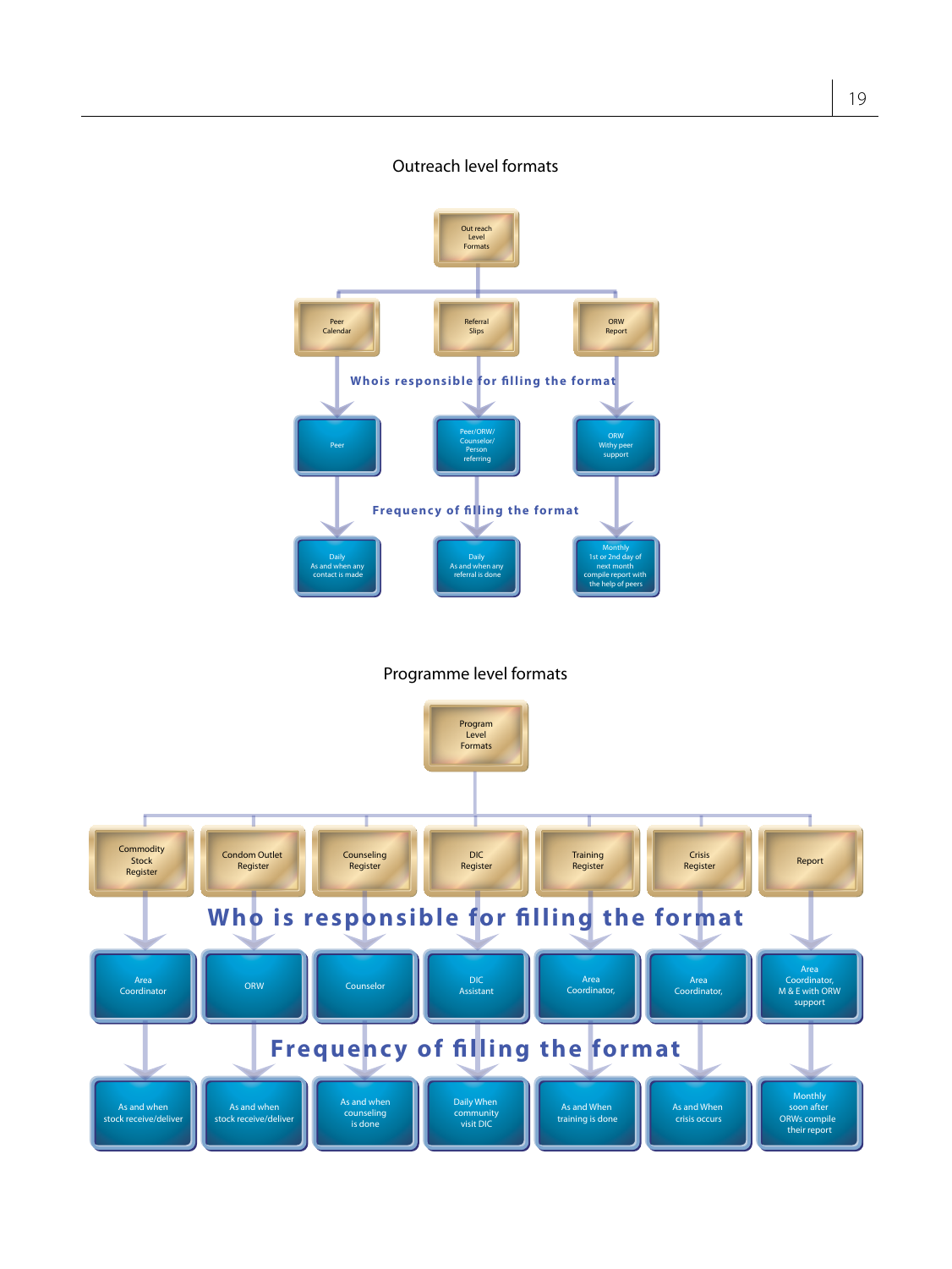## Outreach level formats

Out reach Level Formats

| Format | Peer Calendar | Referral Slips | ORW Report |
|---|---|---|---|
| Whois responsible for filling the format | Peer | Peer/ORW/ Counselor/ Person referring | ORW Withy peer support |
| Frequency of filling the format | Daily As and when any contact is made | Daily As and when any referral is done | Monthly 1st or 2nd day of next month compile report with the help of peers |

## Programme level formats

Program Level Formats

| Format | Commodity Stock Register | Condom Outlet Register | Counseling Register | DIC Register | Training Register | Crisis Register | Report |
|---|---|---|---|---|---|---|---|
| Who is responsible for filling the format | Area Coordinator | ORW | Counselor | DIC Assistant | Area Coordinator, | Area Coordinator, | Area Coordinator, M & E with ORW support |
| Frequency of filling the format | As and when stock receive/deliver | As and when stock receive/deliver | As and when counseling is done | Daily When community visit DIC | As and When training is done | As and When crisis occurs | Monthly soon after ORWs compile their report |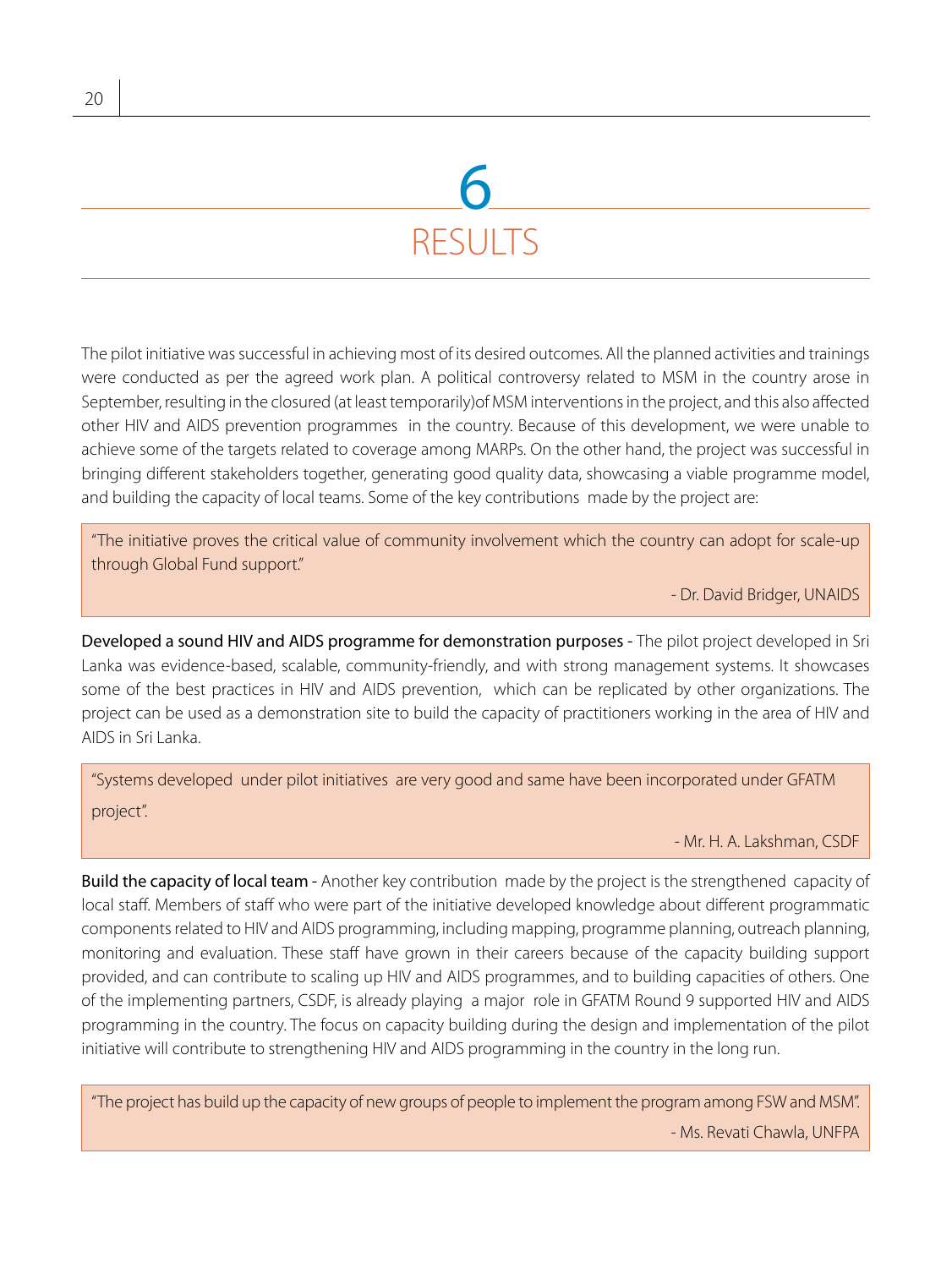# 6 RESULTS

The pilot initiative was successful in achieving most of its desired outcomes. All the planned activities and trainings were conducted as per the agreed work plan. A political controversy related to MSM in the country arose in September, resulting in the closured (at least temporarily)of MSM interventions in the project, and this also affected other HIV and AIDS prevention programmes in the country. Because of this development, we were unable to achieve some of the targets related to coverage among MARPs. On the other hand, the project was successful in bringing different stakeholders together, generating good quality data, showcasing a viable programme model, and building the capacity of local teams. Some of the key contributions made by the project are:

> "The initiative proves the critical value of community involvement which the country can adopt for scale-up through Global Fund support."
>
> - Dr. David Bridger, UNAIDS

**Developed a sound HIV and AIDS programme for demonstration purposes -** The pilot project developed in Sri Lanka was evidence-based, scalable, community-friendly, and with strong management systems. It showcases some of the best practices in HIV and AIDS prevention, which can be replicated by other organizations. The project can be used as a demonstration site to build the capacity of practitioners working in the area of HIV and AIDS in Sri Lanka.

> "Systems developed under pilot initiatives are very good and same have been incorporated under GFATM project".
>
> - Mr. H. A. Lakshman, CSDF

**Build the capacity of local team -** Another key contribution made by the project is the strengthened capacity of local staff. Members of staff who were part of the initiative developed knowledge about different programmatic components related to HIV and AIDS programming, including mapping, programme planning, outreach planning, monitoring and evaluation. These staff have grown in their careers because of the capacity building support provided, and can contribute to scaling up HIV and AIDS programmes, and to building capacities of others. One of the implementing partners, CSDF, is already playing a major role in GFATM Round 9 supported HIV and AIDS programming in the country. The focus on capacity building during the design and implementation of the pilot initiative will contribute to strengthening HIV and AIDS programming in the country in the long run.

> "The project has build up the capacity of new groups of people to implement the program among FSW and MSM".
>
> - Ms. Revati Chawla, UNFPA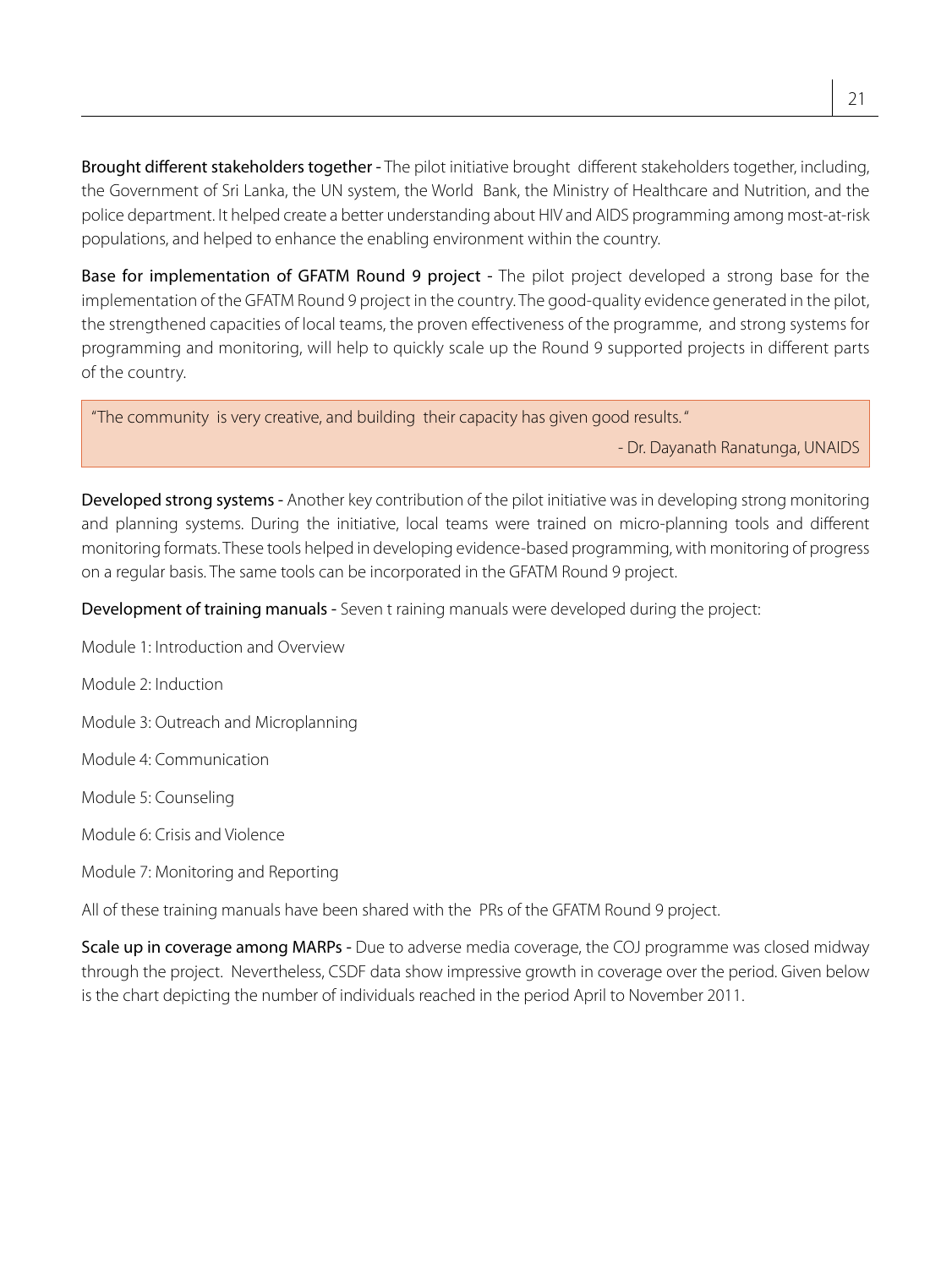**Brought different stakeholders together** - The pilot initiative brought different stakeholders together, including, the Government of Sri Lanka, the UN system, the World Bank, the Ministry of Healthcare and Nutrition, and the police department. It helped create a better understanding about HIV and AIDS programming among most-at-risk populations, and helped to enhance the enabling environment within the country.

**Base for implementation of GFATM Round 9 project** - The pilot project developed a strong base for the implementation of the GFATM Round 9 project in the country. The good-quality evidence generated in the pilot, the strengthened capacities of local teams, the proven effectiveness of the programme, and strong systems for programming and monitoring, will help to quickly scale up the Round 9 supported projects in different parts of the country.

> "The community is very creative, and building their capacity has given good results."
>
> - Dr. Dayanath Ranatunga, UNAIDS

**Developed strong systems** - Another key contribution of the pilot initiative was in developing strong monitoring and planning systems. During the initiative, local teams were trained on micro-planning tools and different monitoring formats. These tools helped in developing evidence-based programming, with monitoring of progress on a regular basis. The same tools can be incorporated in the GFATM Round 9 project.

**Development of training manuals** - Seven t raining manuals were developed during the project:

Module 1: Introduction and Overview

Module 2: Induction

Module 3: Outreach and Microplanning

Module 4: Communication

Module 5: Counseling

Module 6: Crisis and Violence

Module 7: Monitoring and Reporting

All of these training manuals have been shared with the PRs of the GFATM Round 9 project.

**Scale up in coverage among MARPs** - Due to adverse media coverage, the COJ programme was closed midway through the project. Nevertheless, CSDF data show impressive growth in coverage over the period. Given below is the chart depicting the number of individuals reached in the period April to November 2011.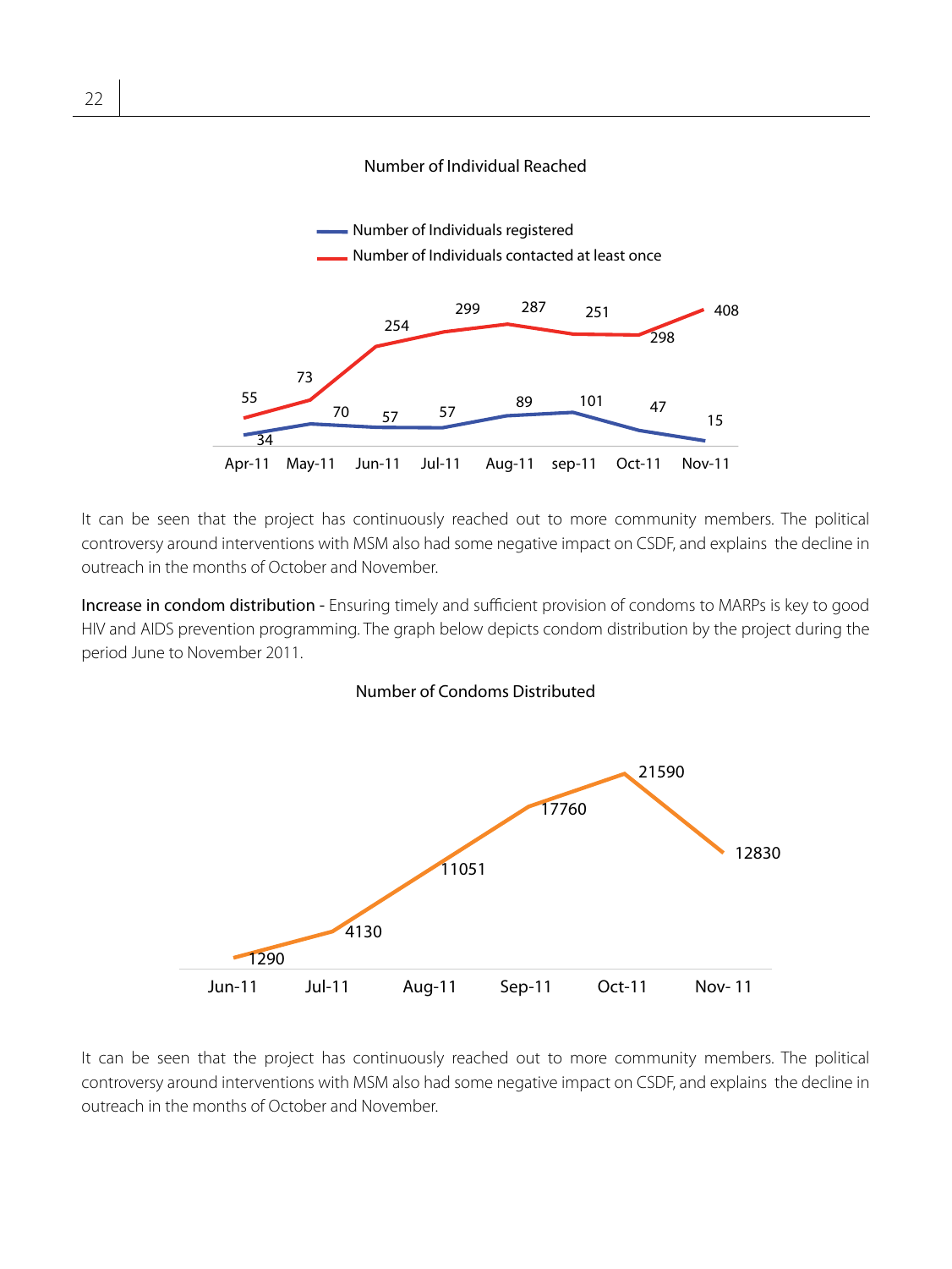Number of Individual Reached

| Month | Number of Individuals registered | Number of Individuals contacted at least once |
|---|---|---|
| Apr-11 | 34 | 55 |
| May-11 | 70 | 73 |
| Jun-11 | 57 | 254 |
| Jul-11 | 57 | 299 |
| Aug-11 | 89 | 287 |
| sep-11 | 101 | 251 |
| Oct-11 | 47 | 298 |
| Nov-11 | 15 | 408 |

It can be seen that the project has continuously reached out to more community members. The political controversy around interventions with MSM also had some negative impact on CSDF, and explains the decline in outreach in the months of October and November.

**Increase in condom distribution** - Ensuring timely and sufficient provision of condoms to MARPs is key to good HIV and AIDS prevention programming. The graph below depicts condom distribution by the project during the period June to November 2011.

Number of Condoms Distributed

| Month | Number of Condoms Distributed |
|---|---|
| Jun-11 | 1290 |
| Jul-11 | 4130 |
| Aug-11 | 11051 |
| Sep-11 | 17760 |
| Oct-11 | 21590 |
| Nov- 11 | 12830 |

It can be seen that the project has continuously reached out to more community members. The political controversy around interventions with MSM also had some negative impact on CSDF, and explains the decline in outreach in the months of October and November.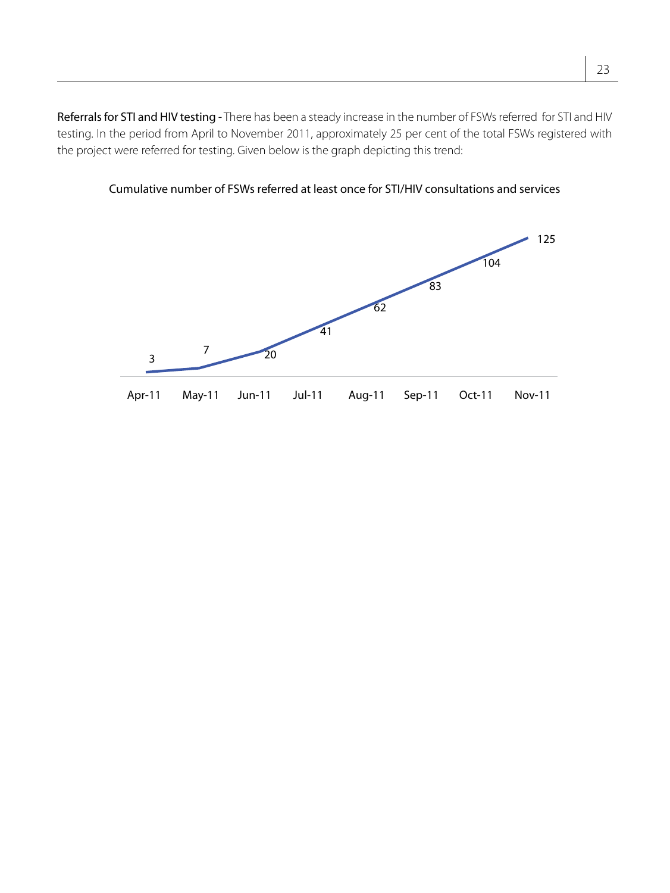**Referrals for STI and HIV testing -** There has been a steady increase in the number of FSWs referred for STI and HIV testing. In the period from April to November 2011, approximately 25 per cent of the total FSWs registered with the project were referred for testing. Given below is the graph depicting this trend:

Cumulative number of FSWs referred at least once for STI/HIV consultations and services

| Month | Cumulative number |
|---|---|
| Apr-11 | 3 |
| May-11 | 7 |
| Jun-11 | 20 |
| Jul-11 | 41 |
| Aug-11 | 62 |
| Sep-11 | 83 |
| Oct-11 | 104 |
| Nov-11 | 125 |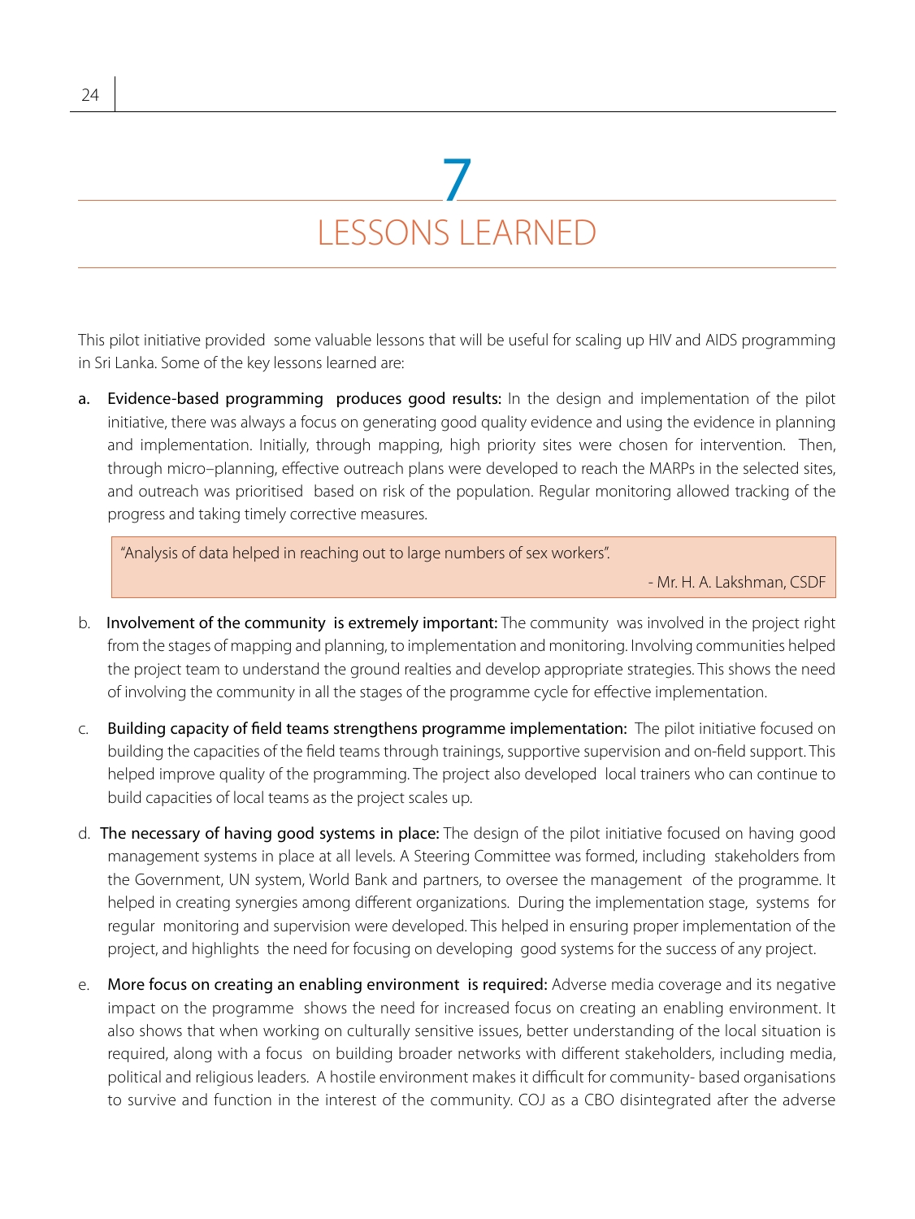# 7 LESSONS LEARNED

This pilot initiative provided some valuable lessons that will be useful for scaling up HIV and AIDS programming in Sri Lanka. Some of the key lessons learned are:

a. **Evidence-based programming produces good results:** In the design and implementation of the pilot initiative, there was always a focus on generating good quality evidence and using the evidence in planning and implementation. Initially, through mapping, high priority sites were chosen for intervention. Then, through micro–planning, effective outreach plans were developed to reach the MARPs in the selected sites, and outreach was prioritised based on risk of the population. Regular monitoring allowed tracking of the progress and taking timely corrective measures.

> "Analysis of data helped in reaching out to large numbers of sex workers".
>
> - Mr. H. A. Lakshman, CSDF

b. **Involvement of the community is extremely important:** The community was involved in the project right from the stages of mapping and planning, to implementation and monitoring. Involving communities helped the project team to understand the ground realties and develop appropriate strategies. This shows the need of involving the community in all the stages of the programme cycle for effective implementation.

c. **Building capacity of field teams strengthens programme implementation:** The pilot initiative focused on building the capacities of the field teams through trainings, supportive supervision and on-field support. This helped improve quality of the programming. The project also developed local trainers who can continue to build capacities of local teams as the project scales up.

d. **The necessary of having good systems in place:** The design of the pilot initiative focused on having good management systems in place at all levels. A Steering Committee was formed, including stakeholders from the Government, UN system, World Bank and partners, to oversee the management of the programme. It helped in creating synergies among different organizations. During the implementation stage, systems for regular monitoring and supervision were developed. This helped in ensuring proper implementation of the project, and highlights the need for focusing on developing good systems for the success of any project.

e. **More focus on creating an enabling environment is required:** Adverse media coverage and its negative impact on the programme shows the need for increased focus on creating an enabling environment. It also shows that when working on culturally sensitive issues, better understanding of the local situation is required, along with a focus on building broader networks with different stakeholders, including media, political and religious leaders. A hostile environment makes it difficult for community- based organisations to survive and function in the interest of the community. COJ as a CBO disintegrated after the adverse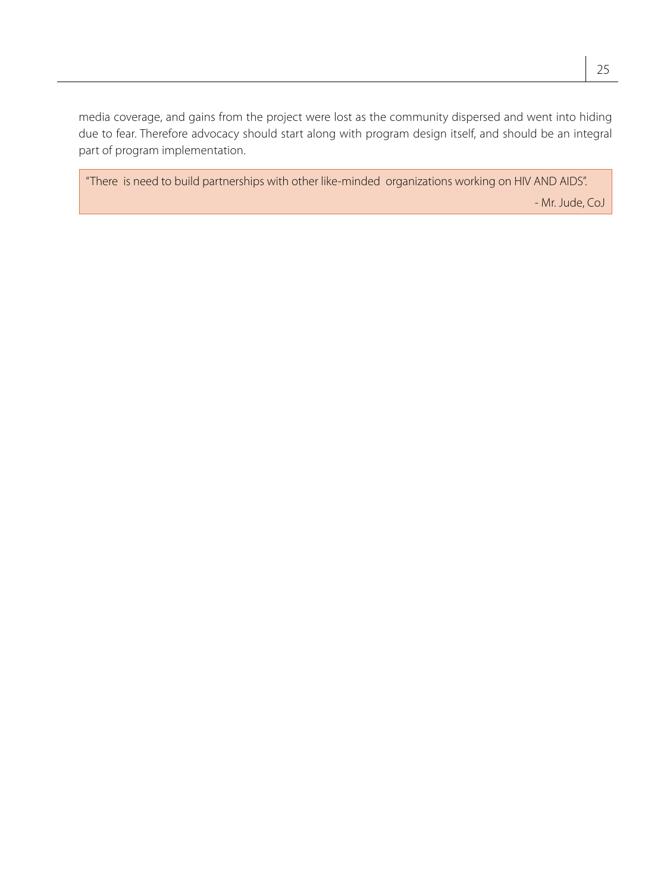media coverage, and gains from the project were lost as the community dispersed and went into hiding due to fear. Therefore advocacy should start along with program design itself, and should be an integral part of program implementation.

> "There is need to build partnerships with other like-minded organizations working on HIV AND AIDS".
>
> - Mr. Jude, CoJ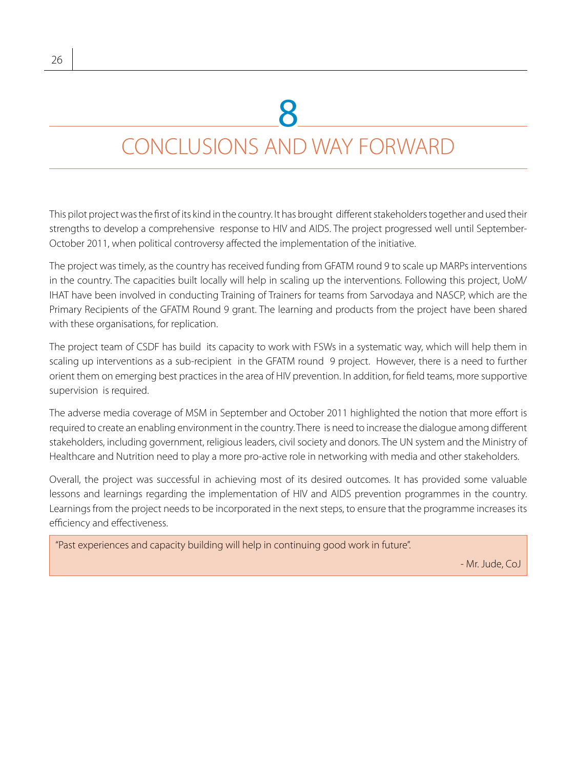# 8

# CONCLUSIONS AND WAY FORWARD

This pilot project was the first of its kind in the country. It has brought different stakeholders together and used their strengths to develop a comprehensive response to HIV and AIDS. The project progressed well until September-October 2011, when political controversy affected the implementation of the initiative.

The project was timely, as the country has received funding from GFATM round 9 to scale up MARPs interventions in the country. The capacities built locally will help in scaling up the interventions. Following this project, UoM/IHAT have been involved in conducting Training of Trainers for teams from Sarvodaya and NASCP, which are the Primary Recipients of the GFATM Round 9 grant. The learning and products from the project have been shared with these organisations, for replication.

The project team of CSDF has build its capacity to work with FSWs in a systematic way, which will help them in scaling up interventions as a sub-recipient in the GFATM round 9 project. However, there is a need to further orient them on emerging best practices in the area of HIV prevention. In addition, for field teams, more supportive supervision is required.

The adverse media coverage of MSM in September and October 2011 highlighted the notion that more effort is required to create an enabling environment in the country. There is need to increase the dialogue among different stakeholders, including government, religious leaders, civil society and donors. The UN system and the Ministry of Healthcare and Nutrition need to play a more pro-active role in networking with media and other stakeholders.

Overall, the project was successful in achieving most of its desired outcomes. It has provided some valuable lessons and learnings regarding the implementation of HIV and AIDS prevention programmes in the country. Learnings from the project needs to be incorporated in the next steps, to ensure that the programme increases its efficiency and effectiveness.

> "Past experiences and capacity building will help in continuing good work in future".
>
> \- Mr. Jude, CoJ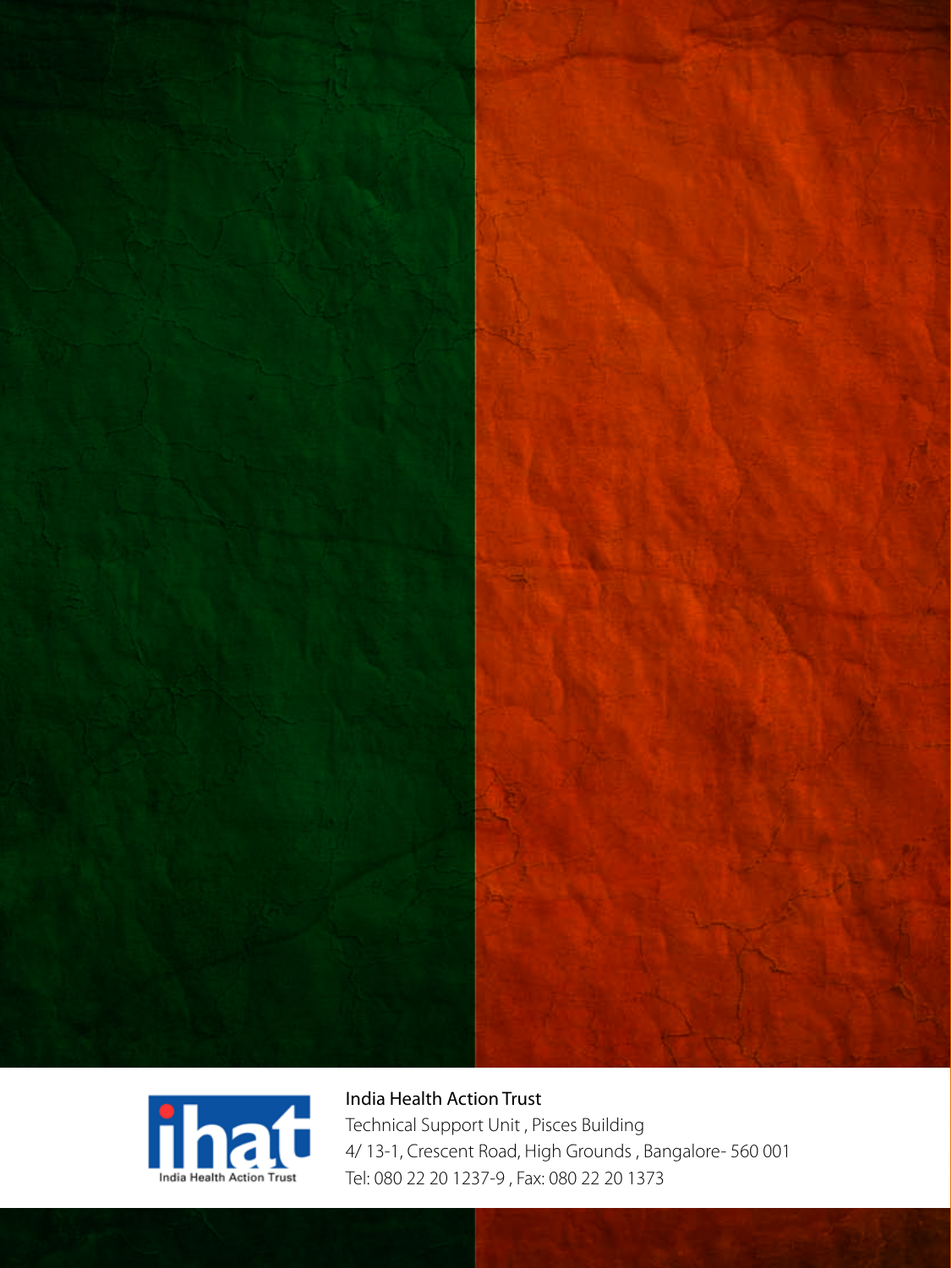ihat

India Health Action Trust

India Health Action Trust
Technical Support Unit , Pisces Building
4/ 13-1, Crescent Road, High Grounds , Bangalore- 560 001
Tel: 080 22 20 1237-9 , Fax: 080 22 20 1373